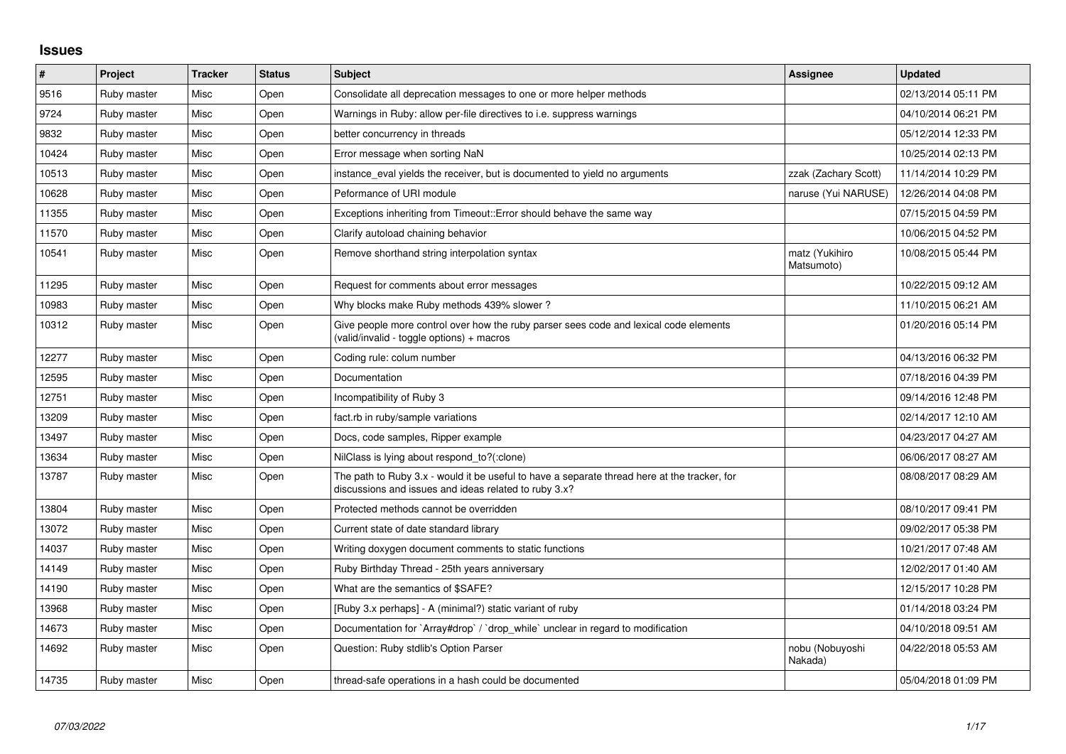# Issues

| # | Project | Tracker | Status | Subject | Assignee | Updated |
|---|---|---|---|---|---|---|
| 9516 | Ruby master | Misc | Open | Consolidate all deprecation messages to one or more helper methods | | 02/13/2014 05:11 PM |
| 9724 | Ruby master | Misc | Open | Warnings in Ruby: allow per-file directives to i.e. suppress warnings | | 04/10/2014 06:21 PM |
| 9832 | Ruby master | Misc | Open | better concurrency in threads | | 05/12/2014 12:33 PM |
| 10424 | Ruby master | Misc | Open | Error message when sorting NaN | | 10/25/2014 02:13 PM |
| 10513 | Ruby master | Misc | Open | instance_eval yields the receiver, but is documented to yield no arguments | zzak (Zachary Scott) | 11/14/2014 10:29 PM |
| 10628 | Ruby master | Misc | Open | Peformance of URI module | naruse (Yui NARUSE) | 12/26/2014 04:08 PM |
| 11355 | Ruby master | Misc | Open | Exceptions inheriting from Timeout::Error should behave the same way | | 07/15/2015 04:59 PM |
| 11570 | Ruby master | Misc | Open | Clarify autoload chaining behavior | | 10/06/2015 04:52 PM |
| 10541 | Ruby master | Misc | Open | Remove shorthand string interpolation syntax | matz (Yukihiro Matsumoto) | 10/08/2015 05:44 PM |
| 11295 | Ruby master | Misc | Open | Request for comments about error messages | | 10/22/2015 09:12 AM |
| 10983 | Ruby master | Misc | Open | Why blocks make Ruby methods 439% slower ? | | 11/10/2015 06:21 AM |
| 10312 | Ruby master | Misc | Open | Give people more control over how the ruby parser sees code and lexical code elements (valid/invalid - toggle options) + macros | | 01/20/2016 05:14 PM |
| 12277 | Ruby master | Misc | Open | Coding rule: colum number | | 04/13/2016 06:32 PM |
| 12595 | Ruby master | Misc | Open | Documentation | | 07/18/2016 04:39 PM |
| 12751 | Ruby master | Misc | Open | Incompatibility of Ruby 3 | | 09/14/2016 12:48 PM |
| 13209 | Ruby master | Misc | Open | fact.rb in ruby/sample variations | | 02/14/2017 12:10 AM |
| 13497 | Ruby master | Misc | Open | Docs, code samples, Ripper example | | 04/23/2017 04:27 AM |
| 13634 | Ruby master | Misc | Open | NilClass is lying about respond_to?(:clone) | | 06/06/2017 08:27 AM |
| 13787 | Ruby master | Misc | Open | The path to Ruby 3.x - would it be useful to have a separate thread here at the tracker, for discussions and issues and ideas related to ruby 3.x? | | 08/08/2017 08:29 AM |
| 13804 | Ruby master | Misc | Open | Protected methods cannot be overridden | | 08/10/2017 09:41 PM |
| 13072 | Ruby master | Misc | Open | Current state of date standard library | | 09/02/2017 05:38 PM |
| 14037 | Ruby master | Misc | Open | Writing doxygen document comments to static functions | | 10/21/2017 07:48 AM |
| 14149 | Ruby master | Misc | Open | Ruby Birthday Thread - 25th years anniversary | | 12/02/2017 01:40 AM |
| 14190 | Ruby master | Misc | Open | What are the semantics of $SAFE? | | 12/15/2017 10:28 PM |
| 13968 | Ruby master | Misc | Open | [Ruby 3.x perhaps] - A (minimal?) static variant of ruby | | 01/14/2018 03:24 PM |
| 14673 | Ruby master | Misc | Open | Documentation for `Array#drop` / `drop_while` unclear in regard to modification | | 04/10/2018 09:51 AM |
| 14692 | Ruby master | Misc | Open | Question: Ruby stdlib's Option Parser | nobu (Nobuyoshi Nakada) | 04/22/2018 05:53 AM |
| 14735 | Ruby master | Misc | Open | thread-safe operations in a hash could be documented | | 05/04/2018 01:09 PM |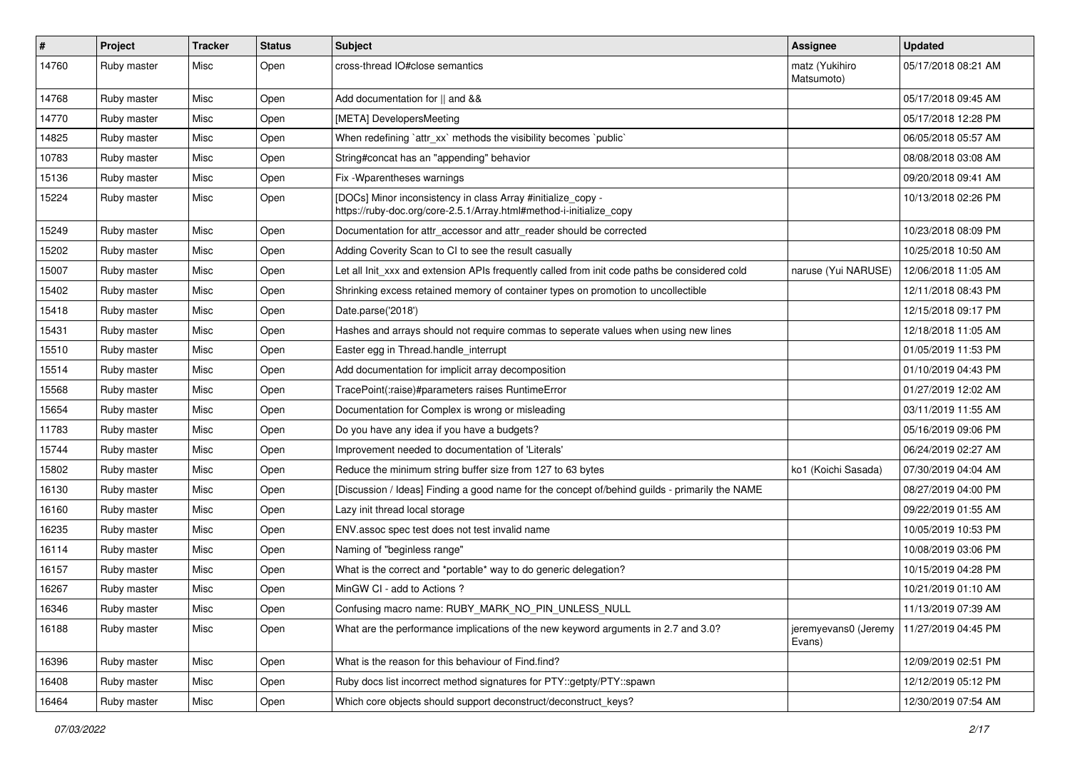| # | Project | Tracker | Status | Subject | Assignee | Updated |
|---|---|---|---|---|---|---|
| 14760 | Ruby master | Misc | Open | cross-thread IO#close semantics | matz (Yukihiro Matsumoto) | 05/17/2018 08:21 AM |
| 14768 | Ruby master | Misc | Open | Add documentation for \|\| and && | | 05/17/2018 09:45 AM |
| 14770 | Ruby master | Misc | Open | [META] DevelopersMeeting | | 05/17/2018 12:28 PM |
| 14825 | Ruby master | Misc | Open | When redefining `attr_xx` methods the visibility becomes `public` | | 06/05/2018 05:57 AM |
| 10783 | Ruby master | Misc | Open | String#concat has an "appending" behavior | | 08/08/2018 03:08 AM |
| 15136 | Ruby master | Misc | Open | Fix -Wparentheses warnings | | 09/20/2018 09:41 AM |
| 15224 | Ruby master | Misc | Open | [DOCs] Minor inconsistency in class Array #initialize_copy - https://ruby-doc.org/core-2.5.1/Array.html#method-i-initialize_copy | | 10/13/2018 02:26 PM |
| 15249 | Ruby master | Misc | Open | Documentation for attr_accessor and attr_reader should be corrected | | 10/23/2018 08:09 PM |
| 15202 | Ruby master | Misc | Open | Adding Coverity Scan to CI to see the result casually | | 10/25/2018 10:50 AM |
| 15007 | Ruby master | Misc | Open | Let all Init_xxx and extension APIs frequently called from init code paths be considered cold | naruse (Yui NARUSE) | 12/06/2018 11:05 AM |
| 15402 | Ruby master | Misc | Open | Shrinking excess retained memory of container types on promotion to uncollectible | | 12/11/2018 08:43 PM |
| 15418 | Ruby master | Misc | Open | Date.parse('2018') | | 12/15/2018 09:17 PM |
| 15431 | Ruby master | Misc | Open | Hashes and arrays should not require commas to seperate values when using new lines | | 12/18/2018 11:05 AM |
| 15510 | Ruby master | Misc | Open | Easter egg in Thread.handle_interrupt | | 01/05/2019 11:53 PM |
| 15514 | Ruby master | Misc | Open | Add documentation for implicit array decomposition | | 01/10/2019 04:43 PM |
| 15568 | Ruby master | Misc | Open | TracePoint(:raise)#parameters raises RuntimeError | | 01/27/2019 12:02 AM |
| 15654 | Ruby master | Misc | Open | Documentation for Complex is wrong or misleading | | 03/11/2019 11:55 AM |
| 11783 | Ruby master | Misc | Open | Do you have any idea if you have a budgets? | | 05/16/2019 09:06 PM |
| 15744 | Ruby master | Misc | Open | Improvement needed to documentation of 'Literals' | | 06/24/2019 02:27 AM |
| 15802 | Ruby master | Misc | Open | Reduce the minimum string buffer size from 127 to 63 bytes | ko1 (Koichi Sasada) | 07/30/2019 04:04 AM |
| 16130 | Ruby master | Misc | Open | [Discussion / Ideas] Finding a good name for the concept of/behind guilds - primarily the NAME | | 08/27/2019 04:00 PM |
| 16160 | Ruby master | Misc | Open | Lazy init thread local storage | | 09/22/2019 01:55 AM |
| 16235 | Ruby master | Misc | Open | ENV.assoc spec test does not test invalid name | | 10/05/2019 10:53 PM |
| 16114 | Ruby master | Misc | Open | Naming of "beginless range" | | 10/08/2019 03:06 PM |
| 16157 | Ruby master | Misc | Open | What is the correct and *portable* way to do generic delegation? | | 10/15/2019 04:28 PM |
| 16267 | Ruby master | Misc | Open | MinGW CI - add to Actions ? | | 10/21/2019 01:10 AM |
| 16346 | Ruby master | Misc | Open | Confusing macro name: RUBY_MARK_NO_PIN_UNLESS_NULL | | 11/13/2019 07:39 AM |
| 16188 | Ruby master | Misc | Open | What are the performance implications of the new keyword arguments in 2.7 and 3.0? | jeremyevans0 (Jeremy Evans) | 11/27/2019 04:45 PM |
| 16396 | Ruby master | Misc | Open | What is the reason for this behaviour of Find.find? | | 12/09/2019 02:51 PM |
| 16408 | Ruby master | Misc | Open | Ruby docs list incorrect method signatures for PTY::getpty/PTY::spawn | | 12/12/2019 05:12 PM |
| 16464 | Ruby master | Misc | Open | Which core objects should support deconstruct/deconstruct_keys? | | 12/30/2019 07:54 AM |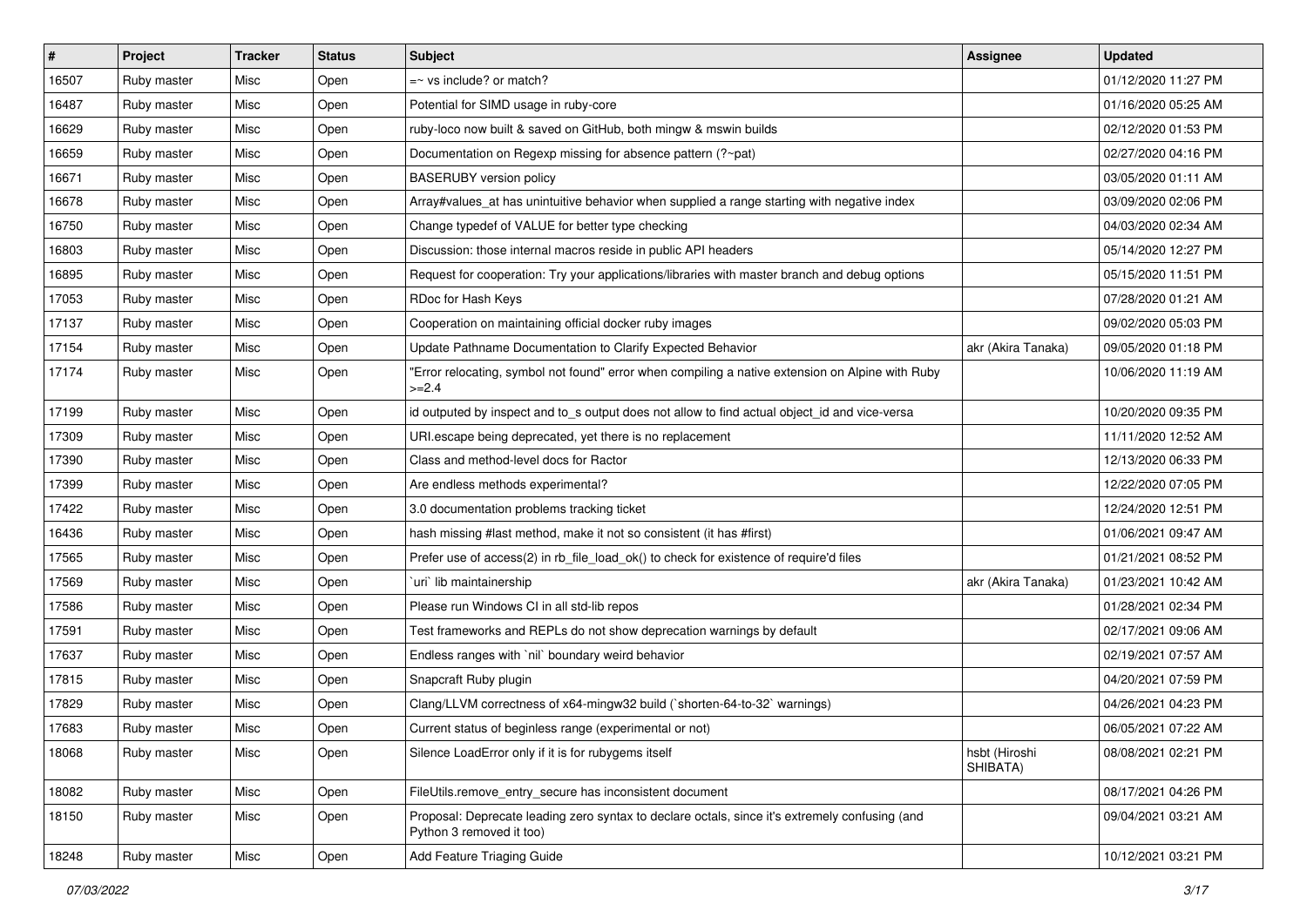| # | Project | Tracker | Status | Subject | Assignee | Updated |
|---|---|---|---|---|---|---|
| 16507 | Ruby master | Misc | Open | =~ vs include? or match? | | 01/12/2020 11:27 PM |
| 16487 | Ruby master | Misc | Open | Potential for SIMD usage in ruby-core | | 01/16/2020 05:25 AM |
| 16629 | Ruby master | Misc | Open | ruby-loco now built & saved on GitHub, both mingw & mswin builds | | 02/12/2020 01:53 PM |
| 16659 | Ruby master | Misc | Open | Documentation on Regexp missing for absence pattern (?~pat) | | 02/27/2020 04:16 PM |
| 16671 | Ruby master | Misc | Open | BASERUBY version policy | | 03/05/2020 01:11 AM |
| 16678 | Ruby master | Misc | Open | Array#values_at has unintuitive behavior when supplied a range starting with negative index | | 03/09/2020 02:06 PM |
| 16750 | Ruby master | Misc | Open | Change typedef of VALUE for better type checking | | 04/03/2020 02:34 AM |
| 16803 | Ruby master | Misc | Open | Discussion: those internal macros reside in public API headers | | 05/14/2020 12:27 PM |
| 16895 | Ruby master | Misc | Open | Request for cooperation: Try your applications/libraries with master branch and debug options | | 05/15/2020 11:51 PM |
| 17053 | Ruby master | Misc | Open | RDoc for Hash Keys | | 07/28/2020 01:21 AM |
| 17137 | Ruby master | Misc | Open | Cooperation on maintaining official docker ruby images | | 09/02/2020 05:03 PM |
| 17154 | Ruby master | Misc | Open | Update Pathname Documentation to Clarify Expected Behavior | akr (Akira Tanaka) | 09/05/2020 01:18 PM |
| 17174 | Ruby master | Misc | Open | "Error relocating, symbol not found" error when compiling a native extension on Alpine with Ruby >=2.4 | | 10/06/2020 11:19 AM |
| 17199 | Ruby master | Misc | Open | id outputed by inspect and to_s output does not allow to find actual object_id and vice-versa | | 10/20/2020 09:35 PM |
| 17309 | Ruby master | Misc | Open | URI.escape being deprecated, yet there is no replacement | | 11/11/2020 12:52 AM |
| 17390 | Ruby master | Misc | Open | Class and method-level docs for Ractor | | 12/13/2020 06:33 PM |
| 17399 | Ruby master | Misc | Open | Are endless methods experimental? | | 12/22/2020 07:05 PM |
| 17422 | Ruby master | Misc | Open | 3.0 documentation problems tracking ticket | | 12/24/2020 12:51 PM |
| 16436 | Ruby master | Misc | Open | hash missing #last method, make it not so consistent (it has #first) | | 01/06/2021 09:47 AM |
| 17565 | Ruby master | Misc | Open | Prefer use of access(2) in rb_file_load_ok() to check for existence of require'd files | | 01/21/2021 08:52 PM |
| 17569 | Ruby master | Misc | Open | `uri` lib maintainership | akr (Akira Tanaka) | 01/23/2021 10:42 AM |
| 17586 | Ruby master | Misc | Open | Please run Windows CI in all std-lib repos | | 01/28/2021 02:34 PM |
| 17591 | Ruby master | Misc | Open | Test frameworks and REPLs do not show deprecation warnings by default | | 02/17/2021 09:06 AM |
| 17637 | Ruby master | Misc | Open | Endless ranges with `nil` boundary weird behavior | | 02/19/2021 07:57 AM |
| 17815 | Ruby master | Misc | Open | Snapcraft Ruby plugin | | 04/20/2021 07:59 PM |
| 17829 | Ruby master | Misc | Open | Clang/LLVM correctness of x64-mingw32 build (`shorten-64-to-32` warnings) | | 04/26/2021 04:23 PM |
| 17683 | Ruby master | Misc | Open | Current status of beginless range (experimental or not) | | 06/05/2021 07:22 AM |
| 18068 | Ruby master | Misc | Open | Silence LoadError only if it is for rubygems itself | hsbt (Hiroshi SHIBATA) | 08/08/2021 02:21 PM |
| 18082 | Ruby master | Misc | Open | FileUtils.remove_entry_secure has inconsistent document | | 08/17/2021 04:26 PM |
| 18150 | Ruby master | Misc | Open | Proposal: Deprecate leading zero syntax to declare octals, since it's extremely confusing (and Python 3 removed it too) | | 09/04/2021 03:21 AM |
| 18248 | Ruby master | Misc | Open | Add Feature Triaging Guide | | 10/12/2021 03:21 PM |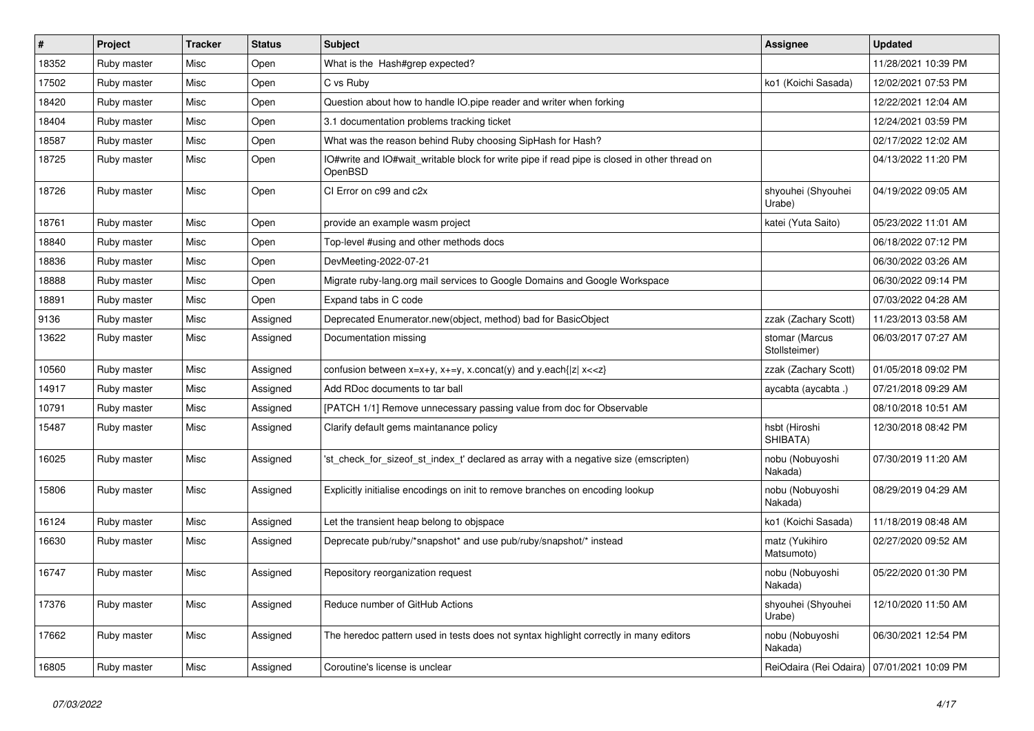| # | Project | Tracker | Status | Subject | Assignee | Updated |
| --- | --- | --- | --- | --- | --- | --- |
| 18352 | Ruby master | Misc | Open | What is the  Hash#grep expected? | | 11/28/2021 10:39 PM |
| 17502 | Ruby master | Misc | Open | C vs Ruby | ko1 (Koichi Sasada) | 12/02/2021 07:53 PM |
| 18420 | Ruby master | Misc | Open | Question about how to handle IO.pipe reader and writer when forking | | 12/22/2021 12:04 AM |
| 18404 | Ruby master | Misc | Open | 3.1 documentation problems tracking ticket | | 12/24/2021 03:59 PM |
| 18587 | Ruby master | Misc | Open | What was the reason behind Ruby choosing SipHash for Hash? | | 02/17/2022 12:02 AM |
| 18725 | Ruby master | Misc | Open | IO#write and IO#wait_writable block for write pipe if read pipe is closed in other thread on OpenBSD | | 04/13/2022 11:20 PM |
| 18726 | Ruby master | Misc | Open | CI Error on c99 and c2x | shyouhei (Shyouhei Urabe) | 04/19/2022 09:05 AM |
| 18761 | Ruby master | Misc | Open | provide an example wasm project | katei (Yuta Saito) | 05/23/2022 11:01 AM |
| 18840 | Ruby master | Misc | Open | Top-level #using and other methods docs | | 06/18/2022 07:12 PM |
| 18836 | Ruby master | Misc | Open | DevMeeting-2022-07-21 | | 06/30/2022 03:26 AM |
| 18888 | Ruby master | Misc | Open | Migrate ruby-lang.org mail services to Google Domains and Google Workspace | | 06/30/2022 09:14 PM |
| 18891 | Ruby master | Misc | Open | Expand tabs in C code | | 07/03/2022 04:28 AM |
| 9136 | Ruby master | Misc | Assigned | Deprecated Enumerator.new(object, method) bad for BasicObject | zzak (Zachary Scott) | 11/23/2013 03:58 AM |
| 13622 | Ruby master | Misc | Assigned | Documentation missing | stomar (Marcus Stollsteimer) | 06/03/2017 07:27 AM |
| 10560 | Ruby master | Misc | Assigned | confusion between x=x+y, x+=y, x.concat(y) and y.each{\|z\| x<<z} | zzak (Zachary Scott) | 01/05/2018 09:02 PM |
| 14917 | Ruby master | Misc | Assigned | Add RDoc documents to tar ball | aycabta (aycabta .) | 07/21/2018 09:29 AM |
| 10791 | Ruby master | Misc | Assigned | [PATCH 1/1] Remove unnecessary passing value from doc for Observable | | 08/10/2018 10:51 AM |
| 15487 | Ruby master | Misc | Assigned | Clarify default gems maintanance policy | hsbt (Hiroshi SHIBATA) | 12/30/2018 08:42 PM |
| 16025 | Ruby master | Misc | Assigned | 'st_check_for_sizeof_st_index_t' declared as array with a negative size (emscripten) | nobu (Nobuyoshi Nakada) | 07/30/2019 11:20 AM |
| 15806 | Ruby master | Misc | Assigned | Explicitly initialise encodings on init to remove branches on encoding lookup | nobu (Nobuyoshi Nakada) | 08/29/2019 04:29 AM |
| 16124 | Ruby master | Misc | Assigned | Let the transient heap belong to objspace | ko1 (Koichi Sasada) | 11/18/2019 08:48 AM |
| 16630 | Ruby master | Misc | Assigned | Deprecate pub/ruby/*snapshot* and use pub/ruby/snapshot/* instead | matz (Yukihiro Matsumoto) | 02/27/2020 09:52 AM |
| 16747 | Ruby master | Misc | Assigned | Repository reorganization request | nobu (Nobuyoshi Nakada) | 05/22/2020 01:30 PM |
| 17376 | Ruby master | Misc | Assigned | Reduce number of GitHub Actions | shyouhei (Shyouhei Urabe) | 12/10/2020 11:50 AM |
| 17662 | Ruby master | Misc | Assigned | The heredoc pattern used in tests does not syntax highlight correctly in many editors | nobu (Nobuyoshi Nakada) | 06/30/2021 12:54 PM |
| 16805 | Ruby master | Misc | Assigned | Coroutine's license is unclear | ReiOdaira (Rei Odaira) | 07/01/2021 10:09 PM |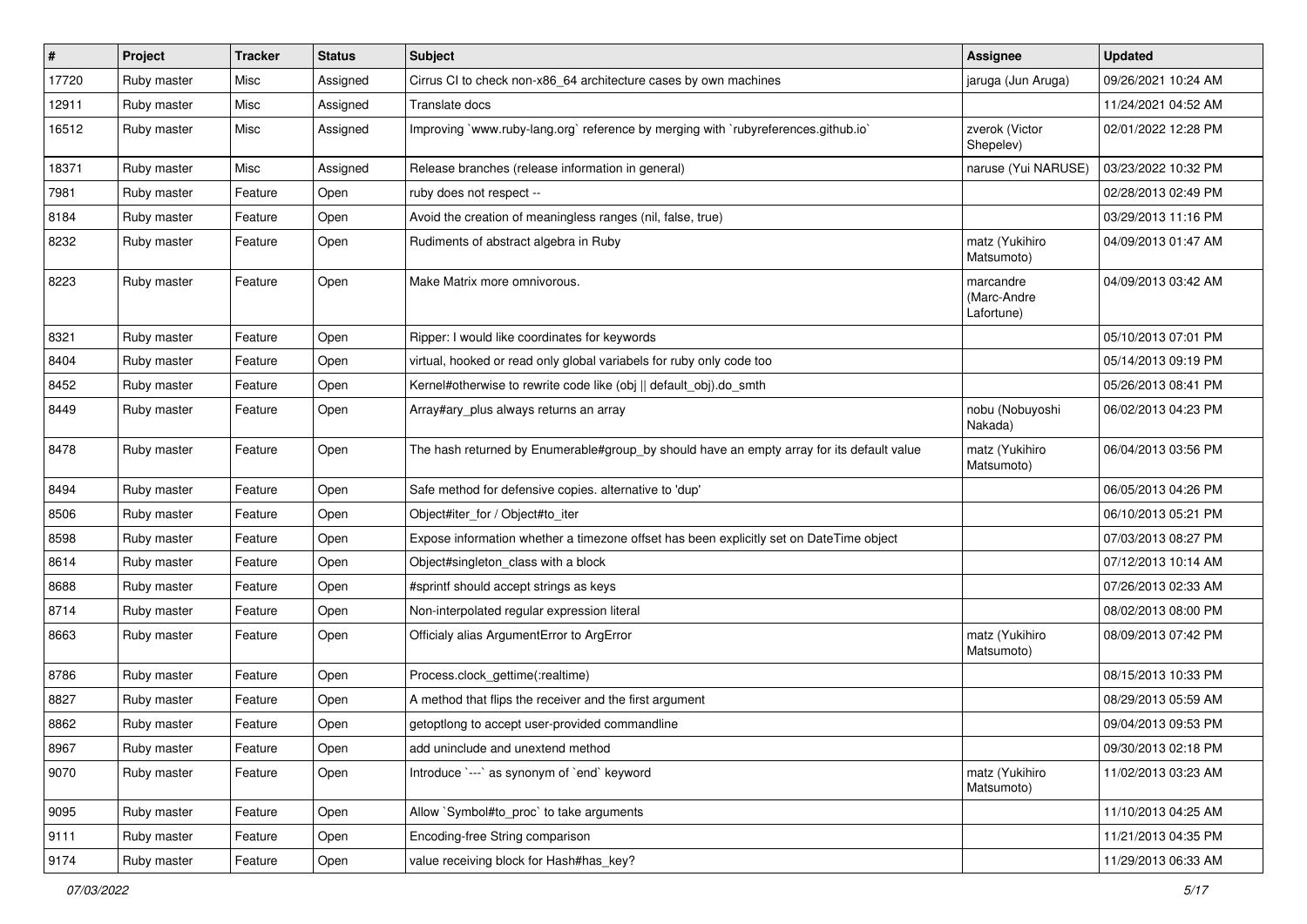| # | Project | Tracker | Status | Subject | Assignee | Updated |
|---|---|---|---|---|---|---|
| 17720 | Ruby master | Misc | Assigned | Cirrus CI to check non-x86_64 architecture cases by own machines | jaruga (Jun Aruga) | 09/26/2021 10:24 AM |
| 12911 | Ruby master | Misc | Assigned | Translate docs | | 11/24/2021 04:52 AM |
| 16512 | Ruby master | Misc | Assigned | Improving `www.ruby-lang.org` reference by merging with `rubyreferences.github.io` | zverok (Victor Shepelev) | 02/01/2022 12:28 PM |
| 18371 | Ruby master | Misc | Assigned | Release branches (release information in general) | naruse (Yui NARUSE) | 03/23/2022 10:32 PM |
| 7981 | Ruby master | Feature | Open | ruby does not respect -- | | 02/28/2013 02:49 PM |
| 8184 | Ruby master | Feature | Open | Avoid the creation of meaningless ranges (nil, false, true) | | 03/29/2013 11:16 PM |
| 8232 | Ruby master | Feature | Open | Rudiments of abstract algebra in Ruby | matz (Yukihiro Matsumoto) | 04/09/2013 01:47 AM |
| 8223 | Ruby master | Feature | Open | Make Matrix more omnivorous. | marcandre (Marc-Andre Lafortune) | 04/09/2013 03:42 AM |
| 8321 | Ruby master | Feature | Open | Ripper: I would like coordinates for keywords | | 05/10/2013 07:01 PM |
| 8404 | Ruby master | Feature | Open | virtual, hooked or read only global variabels for ruby only code too | | 05/14/2013 09:19 PM |
| 8452 | Ruby master | Feature | Open | Kernel#otherwise to rewrite code like (obj \|\| default_obj).do_smth | | 05/26/2013 08:41 PM |
| 8449 | Ruby master | Feature | Open | Array#ary_plus always returns an array | nobu (Nobuyoshi Nakada) | 06/02/2013 04:23 PM |
| 8478 | Ruby master | Feature | Open | The hash returned by Enumerable#group_by should have an empty array for its default value | matz (Yukihiro Matsumoto) | 06/04/2013 03:56 PM |
| 8494 | Ruby master | Feature | Open | Safe method for defensive copies. alternative to 'dup' | | 06/05/2013 04:26 PM |
| 8506 | Ruby master | Feature | Open | Object#iter_for / Object#to_iter | | 06/10/2013 05:21 PM |
| 8598 | Ruby master | Feature | Open | Expose information whether a timezone offset has been explicitly set on DateTime object | | 07/03/2013 08:27 PM |
| 8614 | Ruby master | Feature | Open | Object#singleton_class with a block | | 07/12/2013 10:14 AM |
| 8688 | Ruby master | Feature | Open | #sprintf should accept strings as keys | | 07/26/2013 02:33 AM |
| 8714 | Ruby master | Feature | Open | Non-interpolated regular expression literal | | 08/02/2013 08:00 PM |
| 8663 | Ruby master | Feature | Open | Officialy alias ArgumentError to ArgError | matz (Yukihiro Matsumoto) | 08/09/2013 07:42 PM |
| 8786 | Ruby master | Feature | Open | Process.clock_gettime(:realtime) | | 08/15/2013 10:33 PM |
| 8827 | Ruby master | Feature | Open | A method that flips the receiver and the first argument | | 08/29/2013 05:59 AM |
| 8862 | Ruby master | Feature | Open | getoptlong to accept user-provided commandline | | 09/04/2013 09:53 PM |
| 8967 | Ruby master | Feature | Open | add uninclude and unextend method | | 09/30/2013 02:18 PM |
| 9070 | Ruby master | Feature | Open | Introduce `---` as synonym of `end` keyword | matz (Yukihiro Matsumoto) | 11/02/2013 03:23 AM |
| 9095 | Ruby master | Feature | Open | Allow `Symbol#to_proc` to take arguments | | 11/10/2013 04:25 AM |
| 9111 | Ruby master | Feature | Open | Encoding-free String comparison | | 11/21/2013 04:35 PM |
| 9174 | Ruby master | Feature | Open | value receiving block for Hash#has_key? | | 11/29/2013 06:33 AM |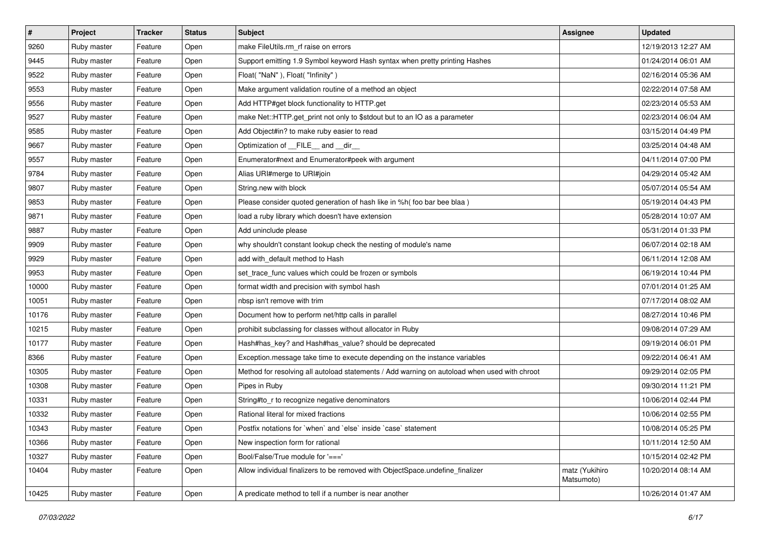| # | Project | Tracker | Status | Subject | Assignee | Updated |
|---|---|---|---|---|---|---|
| 9260 | Ruby master | Feature | Open | make FileUtils.rm_rf raise on errors | | 12/19/2013 12:27 AM |
| 9445 | Ruby master | Feature | Open | Support emitting 1.9 Symbol keyword Hash syntax when pretty printing Hashes | | 01/24/2014 06:01 AM |
| 9522 | Ruby master | Feature | Open | Float( "NaN" ), Float( "Infinity" ) | | 02/16/2014 05:36 AM |
| 9553 | Ruby master | Feature | Open | Make argument validation routine of a method an object | | 02/22/2014 07:58 AM |
| 9556 | Ruby master | Feature | Open | Add HTTP#get block functionality to HTTP.get | | 02/23/2014 05:53 AM |
| 9527 | Ruby master | Feature | Open | make Net::HTTP.get_print not only to $stdout but to an IO as a parameter | | 02/23/2014 06:04 AM |
| 9585 | Ruby master | Feature | Open | Add Object#in? to make ruby easier to read | | 03/15/2014 04:49 PM |
| 9667 | Ruby master | Feature | Open | Optimization of __FILE__ and __dir__ | | 03/25/2014 04:48 AM |
| 9557 | Ruby master | Feature | Open | Enumerator#next and Enumerator#peek with argument | | 04/11/2014 07:00 PM |
| 9784 | Ruby master | Feature | Open | Alias URI#merge to URI#join | | 04/29/2014 05:42 AM |
| 9807 | Ruby master | Feature | Open | String.new with block | | 05/07/2014 05:54 AM |
| 9853 | Ruby master | Feature | Open | Please consider quoted generation of hash like in %h( foo bar bee blaa ) | | 05/19/2014 04:43 PM |
| 9871 | Ruby master | Feature | Open | load a ruby library which doesn't have extension | | 05/28/2014 10:07 AM |
| 9887 | Ruby master | Feature | Open | Add uninclude please | | 05/31/2014 01:33 PM |
| 9909 | Ruby master | Feature | Open | why shouldn't constant lookup check the nesting of module's name | | 06/07/2014 02:18 AM |
| 9929 | Ruby master | Feature | Open | add with_default method to Hash | | 06/11/2014 12:08 AM |
| 9953 | Ruby master | Feature | Open | set_trace_func values which could be frozen or symbols | | 06/19/2014 10:44 PM |
| 10000 | Ruby master | Feature | Open | format width and precision with symbol hash | | 07/01/2014 01:25 AM |
| 10051 | Ruby master | Feature | Open | nbsp isn't remove with trim | | 07/17/2014 08:02 AM |
| 10176 | Ruby master | Feature | Open | Document how to perform net/http calls in parallel | | 08/27/2014 10:46 PM |
| 10215 | Ruby master | Feature | Open | prohibit subclassing for classes without allocator in Ruby | | 09/08/2014 07:29 AM |
| 10177 | Ruby master | Feature | Open | Hash#has_key? and Hash#has_value? should be deprecated | | 09/19/2014 06:01 PM |
| 8366 | Ruby master | Feature | Open | Exception.message take time to execute depending on the instance variables | | 09/22/2014 06:41 AM |
| 10305 | Ruby master | Feature | Open | Method for resolving all autoload statements / Add warning on autoload when used with chroot | | 09/29/2014 02:05 PM |
| 10308 | Ruby master | Feature | Open | Pipes in Ruby | | 09/30/2014 11:21 PM |
| 10331 | Ruby master | Feature | Open | String#to_r to recognize negative denominators | | 10/06/2014 02:44 PM |
| 10332 | Ruby master | Feature | Open | Rational literal for mixed fractions | | 10/06/2014 02:55 PM |
| 10343 | Ruby master | Feature | Open | Postfix notations for `when` and `else` inside `case` statement | | 10/08/2014 05:25 PM |
| 10366 | Ruby master | Feature | Open | New inspection form for rational | | 10/11/2014 12:50 AM |
| 10327 | Ruby master | Feature | Open | Bool/False/True module for '===' | | 10/15/2014 02:42 PM |
| 10404 | Ruby master | Feature | Open | Allow individual finalizers to be removed with ObjectSpace.undefine_finalizer | matz (Yukihiro Matsumoto) | 10/20/2014 08:14 AM |
| 10425 | Ruby master | Feature | Open | A predicate method to tell if a number is near another | | 10/26/2014 01:47 AM |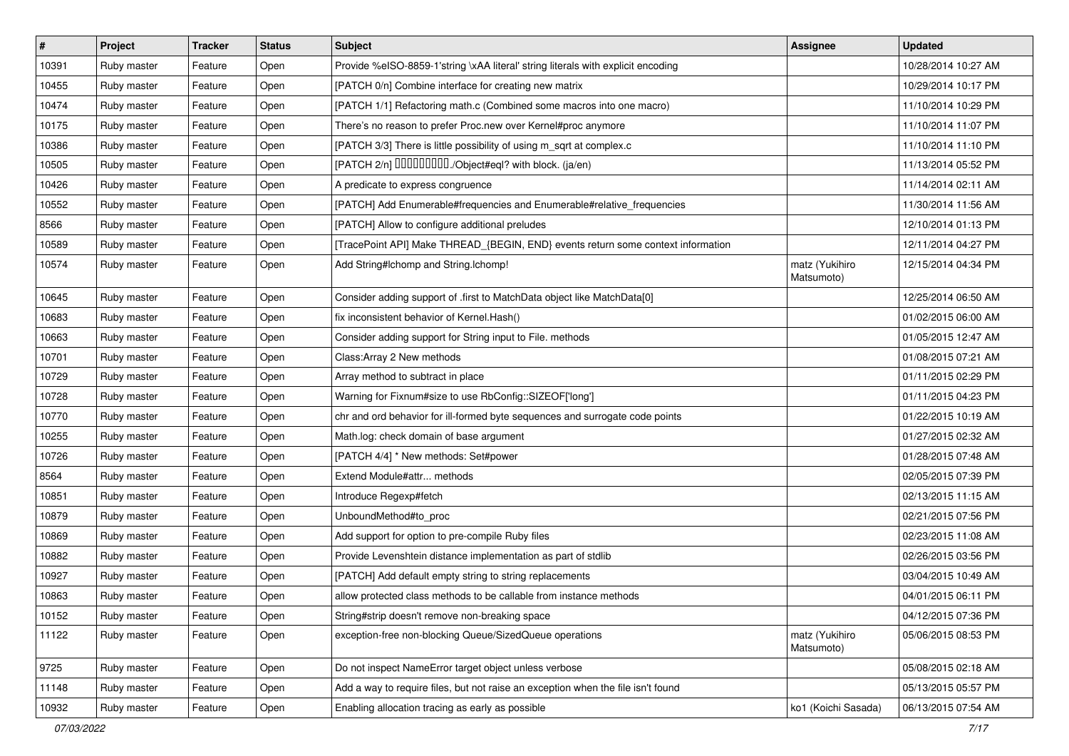| # | Project | Tracker | Status | Subject | Assignee | Updated |
|---|---|---|---|---|---|---|
| 10391 | Ruby master | Feature | Open | Provide %eISO-8859-1'string \xAA literal' string literals with explicit encoding | | 10/28/2014 10:27 AM |
| 10455 | Ruby master | Feature | Open | [PATCH 0/n] Combine interface for creating new matrix | | 10/29/2014 10:17 PM |
| 10474 | Ruby master | Feature | Open | [PATCH 1/1] Refactoring math.c (Combined some macros into one macro) | | 11/10/2014 10:29 PM |
| 10175 | Ruby master | Feature | Open | There’s no reason to prefer Proc.new over Kernel#proc anymore | | 11/10/2014 11:07 PM |
| 10386 | Ruby master | Feature | Open | [PATCH 3/3] There is little possibility of using m_sqrt at complex.c | | 11/10/2014 11:10 PM |
| 10505 | Ruby master | Feature | Open | [PATCH 2/n] 同値性の判定のブロック./Object#eql? with block. (ja/en) | | 11/13/2014 05:52 PM |
| 10426 | Ruby master | Feature | Open | A predicate to express congruence | | 11/14/2014 02:11 AM |
| 10552 | Ruby master | Feature | Open | [PATCH] Add Enumerable#frequencies and Enumerable#relative_frequencies | | 11/30/2014 11:56 AM |
| 8566 | Ruby master | Feature | Open | [PATCH] Allow to configure additional preludes | | 12/10/2014 01:13 PM |
| 10589 | Ruby master | Feature | Open | [TracePoint API] Make THREAD_{BEGIN, END} events return some context information | | 12/11/2014 04:27 PM |
| 10574 | Ruby master | Feature | Open | Add String#lchomp and String.lchomp! | matz (Yukihiro Matsumoto) | 12/15/2014 04:34 PM |
| 10645 | Ruby master | Feature | Open | Consider adding support of .first to MatchData object like MatchData[0] | | 12/25/2014 06:50 AM |
| 10683 | Ruby master | Feature | Open | fix inconsistent behavior of Kernel.Hash() | | 01/02/2015 06:00 AM |
| 10663 | Ruby master | Feature | Open | Consider adding support for String input to File. methods | | 01/05/2015 12:47 AM |
| 10701 | Ruby master | Feature | Open | Class:Array 2 New methods | | 01/08/2015 07:21 AM |
| 10729 | Ruby master | Feature | Open | Array method to subtract in place | | 01/11/2015 02:29 PM |
| 10728 | Ruby master | Feature | Open | Warning for Fixnum#size to use RbConfig::SIZEOF['long'] | | 01/11/2015 04:23 PM |
| 10770 | Ruby master | Feature | Open | chr and ord behavior for ill-formed byte sequences and surrogate code points | | 01/22/2015 10:19 AM |
| 10255 | Ruby master | Feature | Open | Math.log: check domain of base argument | | 01/27/2015 02:32 AM |
| 10726 | Ruby master | Feature | Open | [PATCH 4/4] * New methods: Set#power | | 01/28/2015 07:48 AM |
| 8564 | Ruby master | Feature | Open | Extend Module#attr... methods | | 02/05/2015 07:39 PM |
| 10851 | Ruby master | Feature | Open | Introduce Regexp#fetch | | 02/13/2015 11:15 AM |
| 10879 | Ruby master | Feature | Open | UnboundMethod#to_proc | | 02/21/2015 07:56 PM |
| 10869 | Ruby master | Feature | Open | Add support for option to pre-compile Ruby files | | 02/23/2015 11:08 AM |
| 10882 | Ruby master | Feature | Open | Provide Levenshtein distance implementation as part of stdlib | | 02/26/2015 03:56 PM |
| 10927 | Ruby master | Feature | Open | [PATCH] Add default empty string to string replacements | | 03/04/2015 10:49 AM |
| 10863 | Ruby master | Feature | Open | allow protected class methods to be callable from instance methods | | 04/01/2015 06:11 PM |
| 10152 | Ruby master | Feature | Open | String#strip doesn't remove non-breaking space | | 04/12/2015 07:36 PM |
| 11122 | Ruby master | Feature | Open | exception-free non-blocking Queue/SizedQueue operations | matz (Yukihiro Matsumoto) | 05/06/2015 08:53 PM |
| 9725 | Ruby master | Feature | Open | Do not inspect NameError target object unless verbose | | 05/08/2015 02:18 AM |
| 11148 | Ruby master | Feature | Open | Add a way to require files, but not raise an exception when the file isn't found | | 05/13/2015 05:57 PM |
| 10932 | Ruby master | Feature | Open | Enabling allocation tracing as early as possible | ko1 (Koichi Sasada) | 06/13/2015 07:54 AM |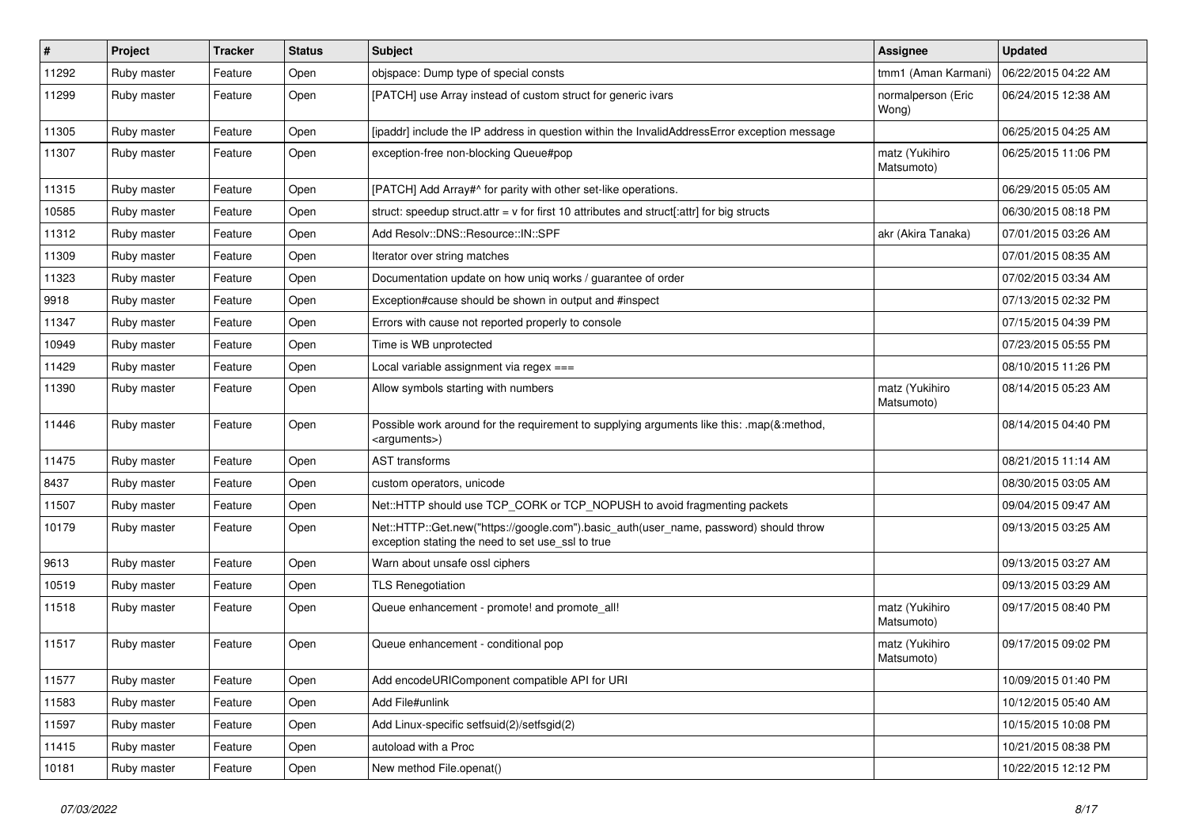| # | Project | Tracker | Status | Subject | Assignee | Updated |
|---|---|---|---|---|---|---|
| 11292 | Ruby master | Feature | Open | objspace: Dump type of special consts | tmm1 (Aman Karmani) | 06/22/2015 04:22 AM |
| 11299 | Ruby master | Feature | Open | [PATCH] use Array instead of custom struct for generic ivars | normalperson (Eric Wong) | 06/24/2015 12:38 AM |
| 11305 | Ruby master | Feature | Open | [ipaddr] include the IP address in question within the InvalidAddressError exception message | | 06/25/2015 04:25 AM |
| 11307 | Ruby master | Feature | Open | exception-free non-blocking Queue#pop | matz (Yukihiro Matsumoto) | 06/25/2015 11:06 PM |
| 11315 | Ruby master | Feature | Open | [PATCH] Add Array#^ for parity with other set-like operations. | | 06/29/2015 05:05 AM |
| 10585 | Ruby master | Feature | Open | struct: speedup struct.attr = v for first 10 attributes and struct[:attr] for big structs | | 06/30/2015 08:18 PM |
| 11312 | Ruby master | Feature | Open | Add Resolv::DNS::Resource::IN::SPF | akr (Akira Tanaka) | 07/01/2015 03:26 AM |
| 11309 | Ruby master | Feature | Open | Iterator over string matches | | 07/01/2015 08:35 AM |
| 11323 | Ruby master | Feature | Open | Documentation update on how uniq works / guarantee of order | | 07/02/2015 03:34 AM |
| 9918 | Ruby master | Feature | Open | Exception#cause should be shown in output and #inspect | | 07/13/2015 02:32 PM |
| 11347 | Ruby master | Feature | Open | Errors with cause not reported properly to console | | 07/15/2015 04:39 PM |
| 10949 | Ruby master | Feature | Open | Time is WB unprotected | | 07/23/2015 05:55 PM |
| 11429 | Ruby master | Feature | Open | Local variable assignment via regex === | | 08/10/2015 11:26 PM |
| 11390 | Ruby master | Feature | Open | Allow symbols starting with numbers | matz (Yukihiro Matsumoto) | 08/14/2015 05:23 AM |
| 11446 | Ruby master | Feature | Open | Possible work around for the requirement to supplying arguments like this: .map(&:method, <arguments>) | | 08/14/2015 04:40 PM |
| 11475 | Ruby master | Feature | Open | AST transforms | | 08/21/2015 11:14 AM |
| 8437 | Ruby master | Feature | Open | custom operators, unicode | | 08/30/2015 03:05 AM |
| 11507 | Ruby master | Feature | Open | Net::HTTP should use TCP_CORK or TCP_NOPUSH to avoid fragmenting packets | | 09/04/2015 09:47 AM |
| 10179 | Ruby master | Feature | Open | Net::HTTP::Get.new("https://google.com").basic_auth(user_name, password) should throw exception stating the need to set use_ssl to true | | 09/13/2015 03:25 AM |
| 9613 | Ruby master | Feature | Open | Warn about unsafe ossl ciphers | | 09/13/2015 03:27 AM |
| 10519 | Ruby master | Feature | Open | TLS Renegotiation | | 09/13/2015 03:29 AM |
| 11518 | Ruby master | Feature | Open | Queue enhancement - promote! and promote_all! | matz (Yukihiro Matsumoto) | 09/17/2015 08:40 PM |
| 11517 | Ruby master | Feature | Open | Queue enhancement - conditional pop | matz (Yukihiro Matsumoto) | 09/17/2015 09:02 PM |
| 11577 | Ruby master | Feature | Open | Add encodeURIComponent compatible API for URI | | 10/09/2015 01:40 PM |
| 11583 | Ruby master | Feature | Open | Add File#unlink | | 10/12/2015 05:40 AM |
| 11597 | Ruby master | Feature | Open | Add Linux-specific setfsuid(2)/setfsgid(2) | | 10/15/2015 10:08 PM |
| 11415 | Ruby master | Feature | Open | autoload with a Proc | | 10/21/2015 08:38 PM |
| 10181 | Ruby master | Feature | Open | New method File.openat() | | 10/22/2015 12:12 PM |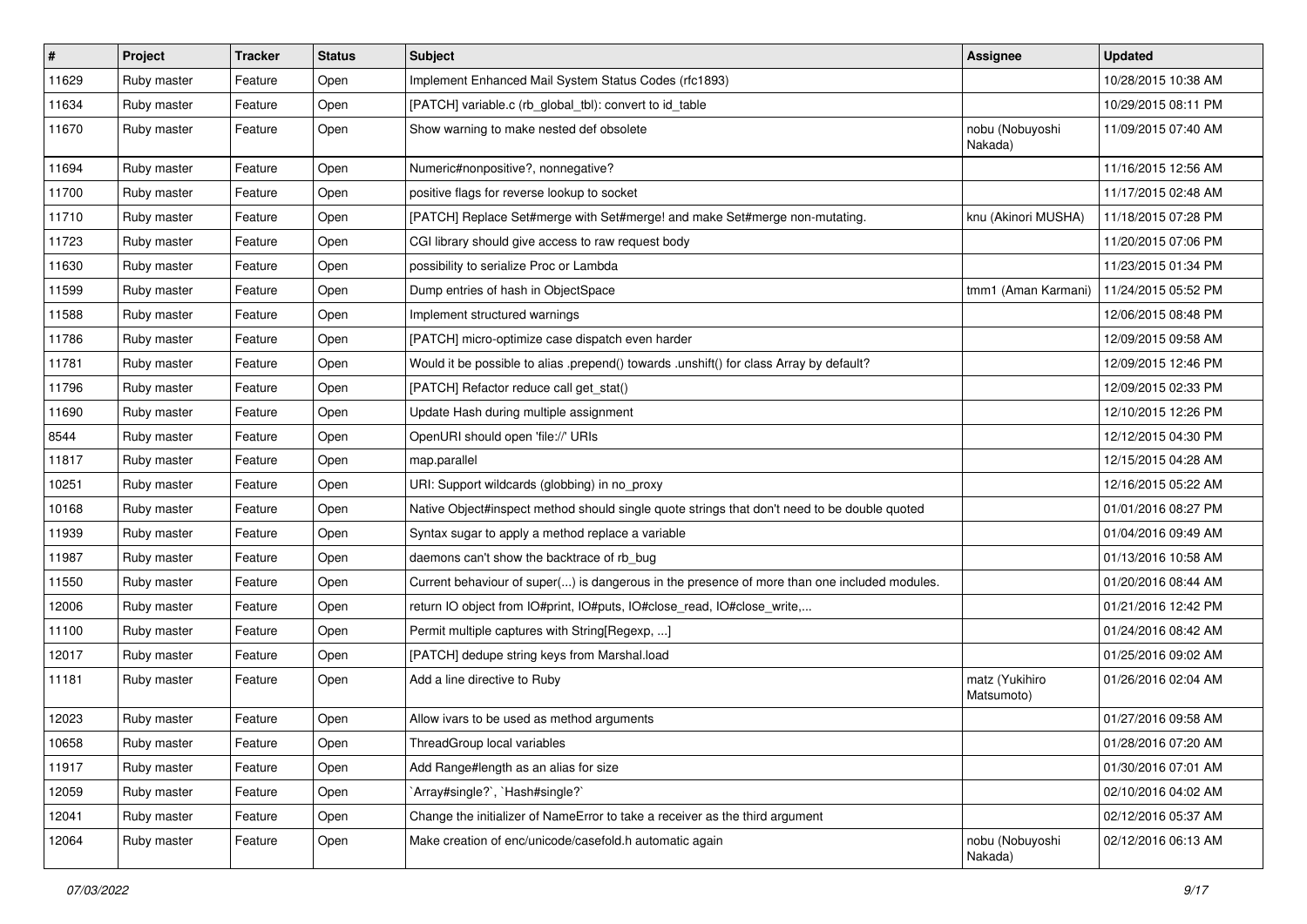| # | Project | Tracker | Status | Subject | Assignee | Updated |
|---|---|---|---|---|---|---|
| 11629 | Ruby master | Feature | Open | Implement Enhanced Mail System Status Codes (rfc1893) | | 10/28/2015 10:38 AM |
| 11634 | Ruby master | Feature | Open | [PATCH] variable.c (rb_global_tbl): convert to id_table | | 10/29/2015 08:11 PM |
| 11670 | Ruby master | Feature | Open | Show warning to make nested def obsolete | nobu (Nobuyoshi Nakada) | 11/09/2015 07:40 AM |
| 11694 | Ruby master | Feature | Open | Numeric#nonpositive?, nonnegative? | | 11/16/2015 12:56 AM |
| 11700 | Ruby master | Feature | Open | positive flags for reverse lookup to socket | | 11/17/2015 02:48 AM |
| 11710 | Ruby master | Feature | Open | [PATCH] Replace Set#merge with Set#merge! and make Set#merge non-mutating. | knu (Akinori MUSHA) | 11/18/2015 07:28 PM |
| 11723 | Ruby master | Feature | Open | CGI library should give access to raw request body | | 11/20/2015 07:06 PM |
| 11630 | Ruby master | Feature | Open | possibility to serialize Proc or Lambda | | 11/23/2015 01:34 PM |
| 11599 | Ruby master | Feature | Open | Dump entries of hash in ObjectSpace | tmm1 (Aman Karmani) | 11/24/2015 05:52 PM |
| 11588 | Ruby master | Feature | Open | Implement structured warnings | | 12/06/2015 08:48 PM |
| 11786 | Ruby master | Feature | Open | [PATCH] micro-optimize case dispatch even harder | | 12/09/2015 09:58 AM |
| 11781 | Ruby master | Feature | Open | Would it be possible to alias .prepend() towards .unshift() for class Array by default? | | 12/09/2015 12:46 PM |
| 11796 | Ruby master | Feature | Open | [PATCH] Refactor reduce call get_stat() | | 12/09/2015 02:33 PM |
| 11690 | Ruby master | Feature | Open | Update Hash during multiple assignment | | 12/10/2015 12:26 PM |
| 8544 | Ruby master | Feature | Open | OpenURI should open 'file://' URIs | | 12/12/2015 04:30 PM |
| 11817 | Ruby master | Feature | Open | map.parallel | | 12/15/2015 04:28 AM |
| 10251 | Ruby master | Feature | Open | URI: Support wildcards (globbing) in no_proxy | | 12/16/2015 05:22 AM |
| 10168 | Ruby master | Feature | Open | Native Object#inspect method should single quote strings that don't need to be double quoted | | 01/01/2016 08:27 PM |
| 11939 | Ruby master | Feature | Open | Syntax sugar to apply a method replace a variable | | 01/04/2016 09:49 AM |
| 11987 | Ruby master | Feature | Open | daemons can't show the backtrace of rb_bug | | 01/13/2016 10:58 AM |
| 11550 | Ruby master | Feature | Open | Current behaviour of super(...) is dangerous in the presence of more than one included modules. | | 01/20/2016 08:44 AM |
| 12006 | Ruby master | Feature | Open | return IO object from IO#print, IO#puts, IO#close_read, IO#close_write,... | | 01/21/2016 12:42 PM |
| 11100 | Ruby master | Feature | Open | Permit multiple captures with String[Regexp, ...] | | 01/24/2016 08:42 AM |
| 12017 | Ruby master | Feature | Open | [PATCH] dedupe string keys from Marshal.load | | 01/25/2016 09:02 AM |
| 11181 | Ruby master | Feature | Open | Add a line directive to Ruby | matz (Yukihiro Matsumoto) | 01/26/2016 02:04 AM |
| 12023 | Ruby master | Feature | Open | Allow ivars to be used as method arguments | | 01/27/2016 09:58 AM |
| 10658 | Ruby master | Feature | Open | ThreadGroup local variables | | 01/28/2016 07:20 AM |
| 11917 | Ruby master | Feature | Open | Add Range#length as an alias for size | | 01/30/2016 07:01 AM |
| 12059 | Ruby master | Feature | Open | `Array#single?`, `Hash#single?` | | 02/10/2016 04:02 AM |
| 12041 | Ruby master | Feature | Open | Change the initializer of NameError to take a receiver as the third argument | | 02/12/2016 05:37 AM |
| 12064 | Ruby master | Feature | Open | Make creation of enc/unicode/casefold.h automatic again | nobu (Nobuyoshi Nakada) | 02/12/2016 06:13 AM |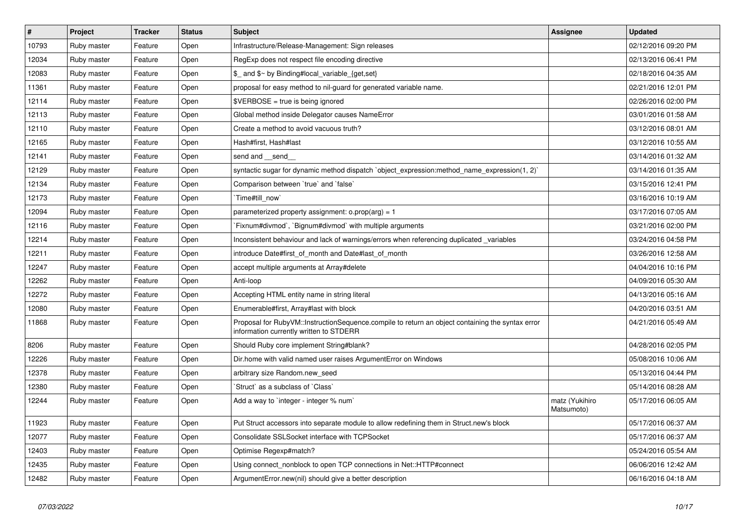| # | Project | Tracker | Status | Subject | Assignee | Updated |
|---|---|---|---|---|---|---|
| 10793 | Ruby master | Feature | Open | Infrastructure/Release-Management: Sign releases | | 02/12/2016 09:20 PM |
| 12034 | Ruby master | Feature | Open | RegExp does not respect file encoding directive | | 02/13/2016 06:41 PM |
| 12083 | Ruby master | Feature | Open | $_ and $~ by Binding#local_variable_{get,set} | | 02/18/2016 04:35 AM |
| 11361 | Ruby master | Feature | Open | proposal for easy method to nil-guard for generated variable name. | | 02/21/2016 12:01 PM |
| 12114 | Ruby master | Feature | Open | $VERBOSE = true is being ignored | | 02/26/2016 02:00 PM |
| 12113 | Ruby master | Feature | Open | Global method inside Delegator causes NameError | | 03/01/2016 01:58 AM |
| 12110 | Ruby master | Feature | Open | Create a method to avoid vacuous truth? | | 03/12/2016 08:01 AM |
| 12165 | Ruby master | Feature | Open | Hash#first, Hash#last | | 03/12/2016 10:55 AM |
| 12141 | Ruby master | Feature | Open | send and __send__ | | 03/14/2016 01:32 AM |
| 12129 | Ruby master | Feature | Open | syntactic sugar for dynamic method dispatch `object_expression:method_name_expression(1, 2)` | | 03/14/2016 01:35 AM |
| 12134 | Ruby master | Feature | Open | Comparison between `true` and `false` | | 03/15/2016 12:41 PM |
| 12173 | Ruby master | Feature | Open | `Time#till_now` | | 03/16/2016 10:19 AM |
| 12094 | Ruby master | Feature | Open | parameterized property assignment: o.prop(arg) = 1 | | 03/17/2016 07:05 AM |
| 12116 | Ruby master | Feature | Open | `Fixnum#divmod`, `Bignum#divmod` with multiple arguments | | 03/21/2016 02:00 PM |
| 12214 | Ruby master | Feature | Open | Inconsistent behaviour and lack of warnings/errors when referencing duplicated _variables | | 03/24/2016 04:58 PM |
| 12211 | Ruby master | Feature | Open | introduce Date#first_of_month and Date#last_of_month | | 03/26/2016 12:58 AM |
| 12247 | Ruby master | Feature | Open | accept multiple arguments at Array#delete | | 04/04/2016 10:16 PM |
| 12262 | Ruby master | Feature | Open | Anti-loop | | 04/09/2016 05:30 AM |
| 12272 | Ruby master | Feature | Open | Accepting HTML entity name in string literal | | 04/13/2016 05:16 AM |
| 12080 | Ruby master | Feature | Open | Enumerable#first, Array#last with block | | 04/20/2016 03:51 AM |
| 11868 | Ruby master | Feature | Open | Proposal for RubyVM::InstructionSequence.compile to return an object containing the syntax error information currently written to STDERR | | 04/21/2016 05:49 AM |
| 8206 | Ruby master | Feature | Open | Should Ruby core implement String#blank? | | 04/28/2016 02:05 PM |
| 12226 | Ruby master | Feature | Open | Dir.home with valid named user raises ArgumentError on Windows | | 05/08/2016 10:06 AM |
| 12378 | Ruby master | Feature | Open | arbitrary size Random.new_seed | | 05/13/2016 04:44 PM |
| 12380 | Ruby master | Feature | Open | `Struct` as a subclass of `Class` | | 05/14/2016 08:28 AM |
| 12244 | Ruby master | Feature | Open | Add a way to `integer - integer % num` | matz (Yukihiro Matsumoto) | 05/17/2016 06:05 AM |
| 11923 | Ruby master | Feature | Open | Put Struct accessors into separate module to allow redefining them in Struct.new's block | | 05/17/2016 06:37 AM |
| 12077 | Ruby master | Feature | Open | Consolidate SSLSocket interface with TCPSocket | | 05/17/2016 06:37 AM |
| 12403 | Ruby master | Feature | Open | Optimise Regexp#match? | | 05/24/2016 05:54 AM |
| 12435 | Ruby master | Feature | Open | Using connect_nonblock to open TCP connections in Net::HTTP#connect | | 06/06/2016 12:42 AM |
| 12482 | Ruby master | Feature | Open | ArgumentError.new(nil) should give a better description | | 06/16/2016 04:18 AM |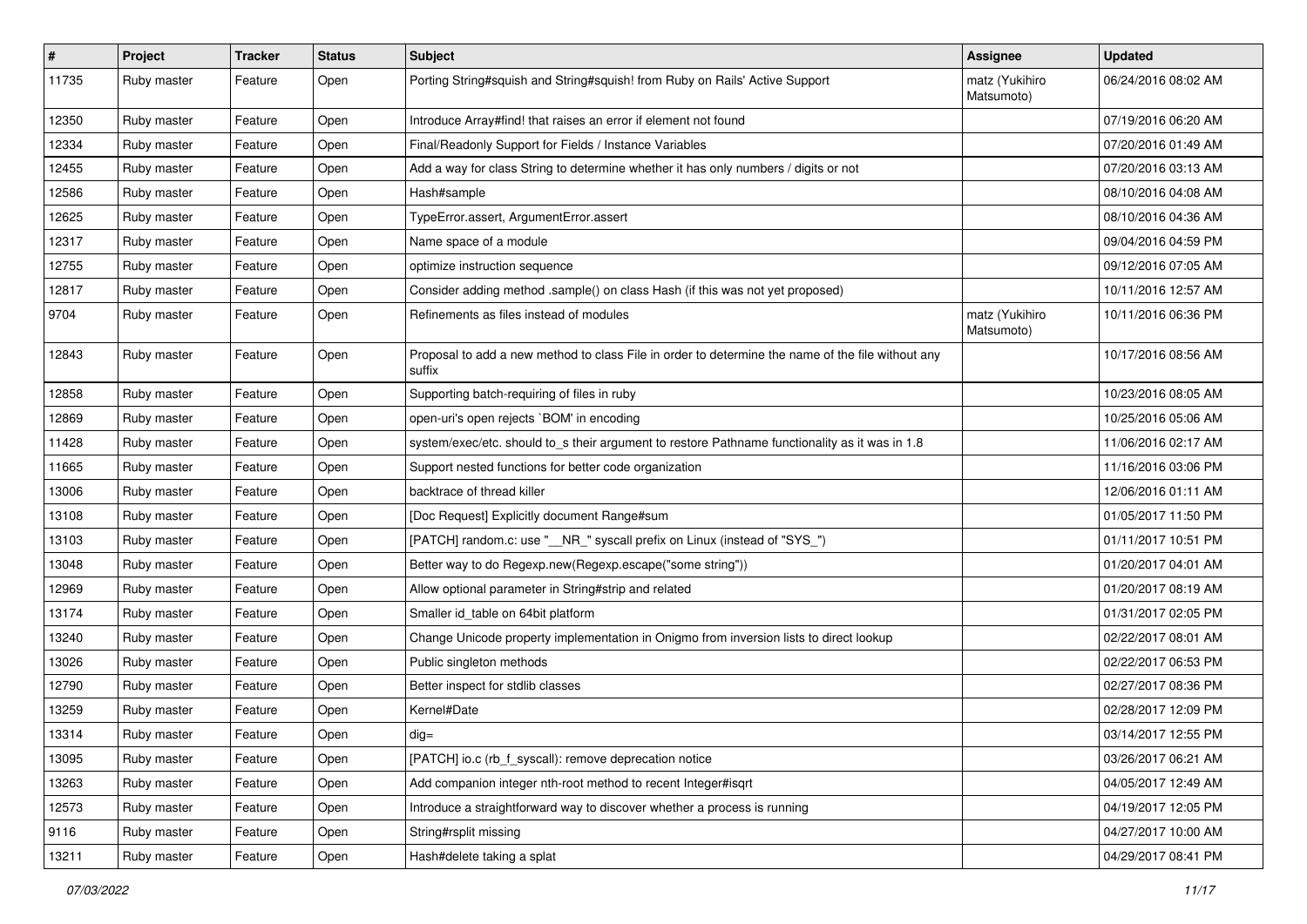| # | Project | Tracker | Status | Subject | Assignee | Updated |
|---|---|---|---|---|---|---|
| 11735 | Ruby master | Feature | Open | Porting String#squish and String#squish! from Ruby on Rails' Active Support | matz (Yukihiro Matsumoto) | 06/24/2016 08:02 AM |
| 12350 | Ruby master | Feature | Open | Introduce Array#find! that raises an error if element not found | | 07/19/2016 06:20 AM |
| 12334 | Ruby master | Feature | Open | Final/Readonly Support for Fields / Instance Variables | | 07/20/2016 01:49 AM |
| 12455 | Ruby master | Feature | Open | Add a way for class String to determine whether it has only numbers / digits or not | | 07/20/2016 03:13 AM |
| 12586 | Ruby master | Feature | Open | Hash#sample | | 08/10/2016 04:08 AM |
| 12625 | Ruby master | Feature | Open | TypeError.assert, ArgumentError.assert | | 08/10/2016 04:36 AM |
| 12317 | Ruby master | Feature | Open | Name space of a module | | 09/04/2016 04:59 PM |
| 12755 | Ruby master | Feature | Open | optimize instruction sequence | | 09/12/2016 07:05 AM |
| 12817 | Ruby master | Feature | Open | Consider adding method .sample() on class Hash (if this was not yet proposed) | | 10/11/2016 12:57 AM |
| 9704 | Ruby master | Feature | Open | Refinements as files instead of modules | matz (Yukihiro Matsumoto) | 10/11/2016 06:36 PM |
| 12843 | Ruby master | Feature | Open | Proposal to add a new method to class File in order to determine the name of the file without any suffix | | 10/17/2016 08:56 AM |
| 12858 | Ruby master | Feature | Open | Supporting batch-requiring of files in ruby | | 10/23/2016 08:05 AM |
| 12869 | Ruby master | Feature | Open | open-uri's open rejects `BOM' in encoding | | 10/25/2016 05:06 AM |
| 11428 | Ruby master | Feature | Open | system/exec/etc. should to_s their argument to restore Pathname functionality as it was in 1.8 | | 11/06/2016 02:17 AM |
| 11665 | Ruby master | Feature | Open | Support nested functions for better code organization | | 11/16/2016 03:06 PM |
| 13006 | Ruby master | Feature | Open | backtrace of thread killer | | 12/06/2016 01:11 AM |
| 13108 | Ruby master | Feature | Open | [Doc Request] Explicitly document Range#sum | | 01/05/2017 11:50 PM |
| 13103 | Ruby master | Feature | Open | [PATCH] random.c: use "__NR_" syscall prefix on Linux (instead of "SYS_") | | 01/11/2017 10:51 PM |
| 13048 | Ruby master | Feature | Open | Better way to do Regexp.new(Regexp.escape("some string")) | | 01/20/2017 04:01 AM |
| 12969 | Ruby master | Feature | Open | Allow optional parameter in String#strip and related | | 01/20/2017 08:19 AM |
| 13174 | Ruby master | Feature | Open | Smaller id_table on 64bit platform | | 01/31/2017 02:05 PM |
| 13240 | Ruby master | Feature | Open | Change Unicode property implementation in Onigmo from inversion lists to direct lookup | | 02/22/2017 08:01 AM |
| 13026 | Ruby master | Feature | Open | Public singleton methods | | 02/22/2017 06:53 PM |
| 12790 | Ruby master | Feature | Open | Better inspect for stdlib classes | | 02/27/2017 08:36 PM |
| 13259 | Ruby master | Feature | Open | Kernel#Date | | 02/28/2017 12:09 PM |
| 13314 | Ruby master | Feature | Open | dig= | | 03/14/2017 12:55 PM |
| 13095 | Ruby master | Feature | Open | [PATCH] io.c (rb_f_syscall): remove deprecation notice | | 03/26/2017 06:21 AM |
| 13263 | Ruby master | Feature | Open | Add companion integer nth-root method to recent Integer#isqrt | | 04/05/2017 12:49 AM |
| 12573 | Ruby master | Feature | Open | Introduce a straightforward way to discover whether a process is running | | 04/19/2017 12:05 PM |
| 9116 | Ruby master | Feature | Open | String#rsplit missing | | 04/27/2017 10:00 AM |
| 13211 | Ruby master | Feature | Open | Hash#delete taking a splat | | 04/29/2017 08:41 PM |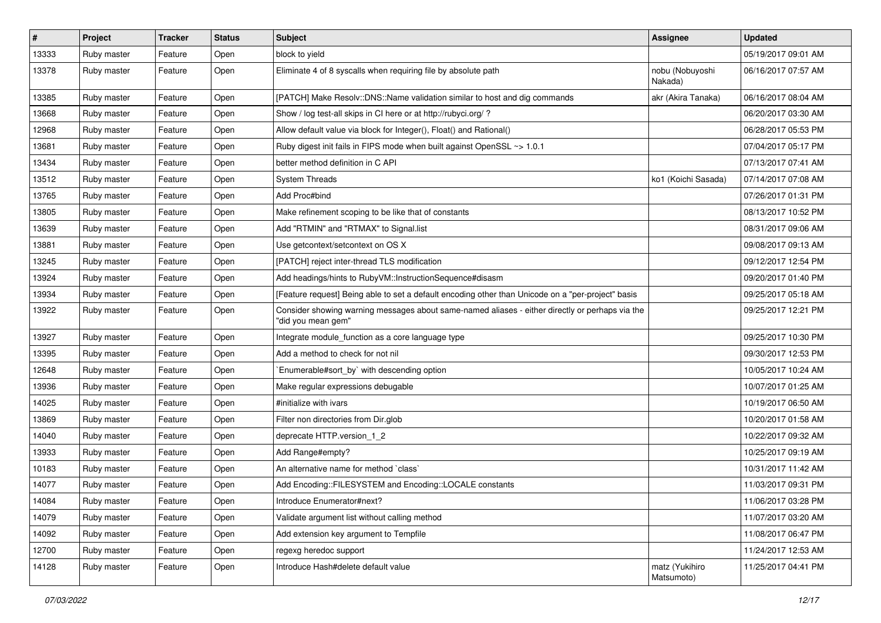| # | Project | Tracker | Status | Subject | Assignee | Updated |
|---|---|---|---|---|---|---|
| 13333 | Ruby master | Feature | Open | block to yield | | 05/19/2017 09:01 AM |
| 13378 | Ruby master | Feature | Open | Eliminate 4 of 8 syscalls when requiring file by absolute path | nobu (Nobuyoshi Nakada) | 06/16/2017 07:57 AM |
| 13385 | Ruby master | Feature | Open | [PATCH] Make Resolv::DNS::Name validation similar to host and dig commands | akr (Akira Tanaka) | 06/16/2017 08:04 AM |
| 13668 | Ruby master | Feature | Open | Show / log test-all skips in CI here or at http://rubyci.org/ ? | | 06/20/2017 03:30 AM |
| 12968 | Ruby master | Feature | Open | Allow default value via block for Integer(), Float() and Rational() | | 06/28/2017 05:53 PM |
| 13681 | Ruby master | Feature | Open | Ruby digest init fails in FIPS mode when built against OpenSSL ~> 1.0.1 | | 07/04/2017 05:17 PM |
| 13434 | Ruby master | Feature | Open | better method definition in C API | | 07/13/2017 07:41 AM |
| 13512 | Ruby master | Feature | Open | System Threads | ko1 (Koichi Sasada) | 07/14/2017 07:08 AM |
| 13765 | Ruby master | Feature | Open | Add Proc#bind | | 07/26/2017 01:31 PM |
| 13805 | Ruby master | Feature | Open | Make refinement scoping to be like that of constants | | 08/13/2017 10:52 PM |
| 13639 | Ruby master | Feature | Open | Add "RTMIN" and "RTMAX" to Signal.list | | 08/31/2017 09:06 AM |
| 13881 | Ruby master | Feature | Open | Use getcontext/setcontext on OS X | | 09/08/2017 09:13 AM |
| 13245 | Ruby master | Feature | Open | [PATCH] reject inter-thread TLS modification | | 09/12/2017 12:54 PM |
| 13924 | Ruby master | Feature | Open | Add headings/hints to RubyVM::InstructionSequence#disasm | | 09/20/2017 01:40 PM |
| 13934 | Ruby master | Feature | Open | [Feature request] Being able to set a default encoding other than Unicode on a "per-project" basis | | 09/25/2017 05:18 AM |
| 13922 | Ruby master | Feature | Open | Consider showing warning messages about same-named aliases - either directly or perhaps via the "did you mean gem" | | 09/25/2017 12:21 PM |
| 13927 | Ruby master | Feature | Open | Integrate module_function as a core language type | | 09/25/2017 10:30 PM |
| 13395 | Ruby master | Feature | Open | Add a method to check for not nil | | 09/30/2017 12:53 PM |
| 12648 | Ruby master | Feature | Open | `Enumerable#sort_by` with descending option | | 10/05/2017 10:24 AM |
| 13936 | Ruby master | Feature | Open | Make regular expressions debugable | | 10/07/2017 01:25 AM |
| 14025 | Ruby master | Feature | Open | #initialize with ivars | | 10/19/2017 06:50 AM |
| 13869 | Ruby master | Feature | Open | Filter non directories from Dir.glob | | 10/20/2017 01:58 AM |
| 14040 | Ruby master | Feature | Open | deprecate HTTP.version_1_2 | | 10/22/2017 09:32 AM |
| 13933 | Ruby master | Feature | Open | Add Range#empty? | | 10/25/2017 09:19 AM |
| 10183 | Ruby master | Feature | Open | An alternative name for method `class` | | 10/31/2017 11:42 AM |
| 14077 | Ruby master | Feature | Open | Add Encoding::FILESYSTEM and Encoding::LOCALE constants | | 11/03/2017 09:31 PM |
| 14084 | Ruby master | Feature | Open | Introduce Enumerator#next? | | 11/06/2017 03:28 PM |
| 14079 | Ruby master | Feature | Open | Validate argument list without calling method | | 11/07/2017 03:20 AM |
| 14092 | Ruby master | Feature | Open | Add extension key argument to Tempfile | | 11/08/2017 06:47 PM |
| 12700 | Ruby master | Feature | Open | regexg heredoc support | | 11/24/2017 12:53 AM |
| 14128 | Ruby master | Feature | Open | Introduce Hash#delete default value | matz (Yukihiro Matsumoto) | 11/25/2017 04:41 PM |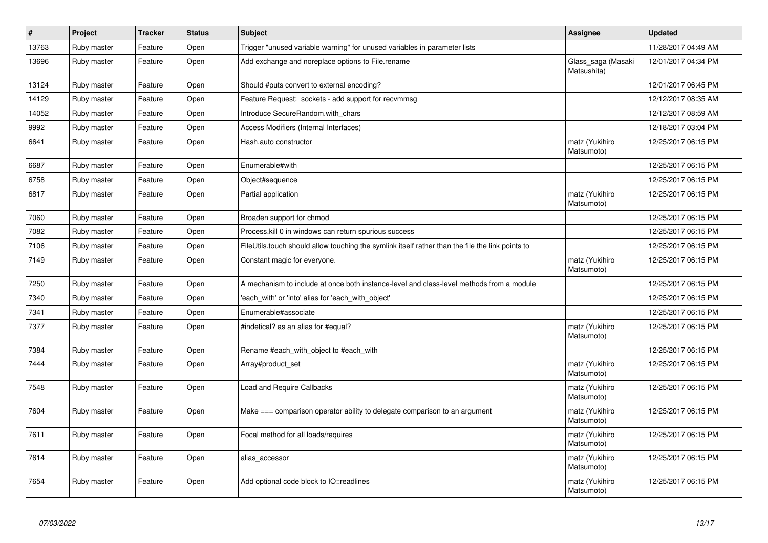| # | Project | Tracker | Status | Subject | Assignee | Updated |
|---|---|---|---|---|---|---|
| 13763 | Ruby master | Feature | Open | Trigger "unused variable warning" for unused variables in parameter lists | | 11/28/2017 04:49 AM |
| 13696 | Ruby master | Feature | Open | Add exchange and noreplace options to File.rename | Glass_saga (Masaki Matsushita) | 12/01/2017 04:34 PM |
| 13124 | Ruby master | Feature | Open | Should #puts convert to external encoding? | | 12/01/2017 06:45 PM |
| 14129 | Ruby master | Feature | Open | Feature Request: sockets - add support for recvmmsg | | 12/12/2017 08:35 AM |
| 14052 | Ruby master | Feature | Open | Introduce SecureRandom.with_chars | | 12/12/2017 08:59 AM |
| 9992 | Ruby master | Feature | Open | Access Modifiers (Internal Interfaces) | | 12/18/2017 03:04 PM |
| 6641 | Ruby master | Feature | Open | Hash.auto constructor | matz (Yukihiro Matsumoto) | 12/25/2017 06:15 PM |
| 6687 | Ruby master | Feature | Open | Enumerable#with | | 12/25/2017 06:15 PM |
| 6758 | Ruby master | Feature | Open | Object#sequence | | 12/25/2017 06:15 PM |
| 6817 | Ruby master | Feature | Open | Partial application | matz (Yukihiro Matsumoto) | 12/25/2017 06:15 PM |
| 7060 | Ruby master | Feature | Open | Broaden support for chmod | | 12/25/2017 06:15 PM |
| 7082 | Ruby master | Feature | Open | Process.kill 0 in windows can return spurious success | | 12/25/2017 06:15 PM |
| 7106 | Ruby master | Feature | Open | FileUtils.touch should allow touching the symlink itself rather than the file the link points to | | 12/25/2017 06:15 PM |
| 7149 | Ruby master | Feature | Open | Constant magic for everyone. | matz (Yukihiro Matsumoto) | 12/25/2017 06:15 PM |
| 7250 | Ruby master | Feature | Open | A mechanism to include at once both instance-level and class-level methods from a module | | 12/25/2017 06:15 PM |
| 7340 | Ruby master | Feature | Open | 'each_with' or 'into' alias for 'each_with_object' | | 12/25/2017 06:15 PM |
| 7341 | Ruby master | Feature | Open | Enumerable#associate | | 12/25/2017 06:15 PM |
| 7377 | Ruby master | Feature | Open | #indetical? as an alias for #equal? | matz (Yukihiro Matsumoto) | 12/25/2017 06:15 PM |
| 7384 | Ruby master | Feature | Open | Rename #each_with_object to #each_with | | 12/25/2017 06:15 PM |
| 7444 | Ruby master | Feature | Open | Array#product_set | matz (Yukihiro Matsumoto) | 12/25/2017 06:15 PM |
| 7548 | Ruby master | Feature | Open | Load and Require Callbacks | matz (Yukihiro Matsumoto) | 12/25/2017 06:15 PM |
| 7604 | Ruby master | Feature | Open | Make === comparison operator ability to delegate comparison to an argument | matz (Yukihiro Matsumoto) | 12/25/2017 06:15 PM |
| 7611 | Ruby master | Feature | Open | Focal method for all loads/requires | matz (Yukihiro Matsumoto) | 12/25/2017 06:15 PM |
| 7614 | Ruby master | Feature | Open | alias_accessor | matz (Yukihiro Matsumoto) | 12/25/2017 06:15 PM |
| 7654 | Ruby master | Feature | Open | Add optional code block to IO::readlines | matz (Yukihiro Matsumoto) | 12/25/2017 06:15 PM |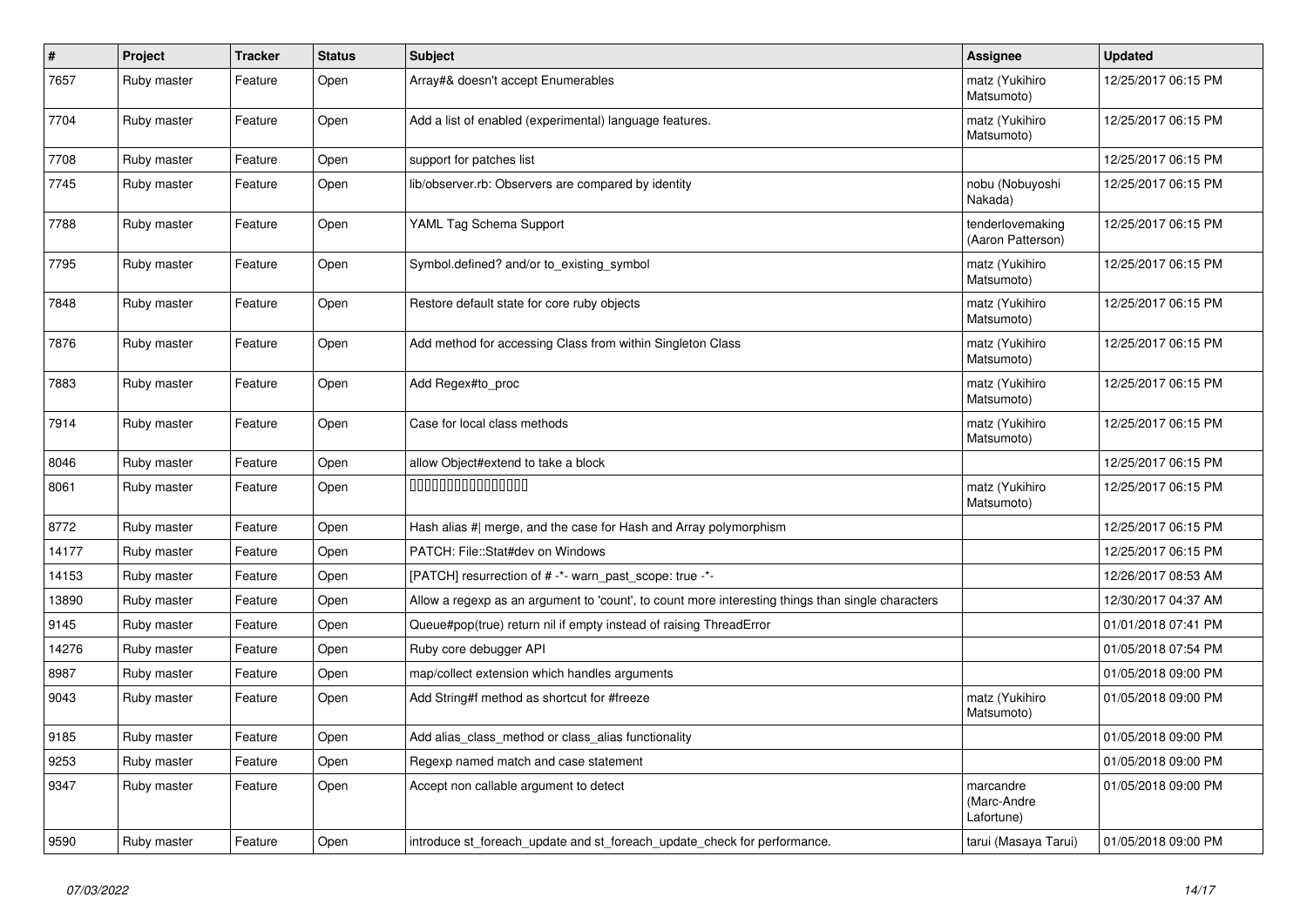| # | Project | Tracker | Status | Subject | Assignee | Updated |
|---|---|---|---|---|---|---|
| 7657 | Ruby master | Feature | Open | Array#& doesn't accept Enumerables | matz (Yukihiro Matsumoto) | 12/25/2017 06:15 PM |
| 7704 | Ruby master | Feature | Open | Add a list of enabled (experimental) language features. | matz (Yukihiro Matsumoto) | 12/25/2017 06:15 PM |
| 7708 | Ruby master | Feature | Open | support for patches list | | 12/25/2017 06:15 PM |
| 7745 | Ruby master | Feature | Open | lib/observer.rb: Observers are compared by identity | nobu (Nobuyoshi Nakada) | 12/25/2017 06:15 PM |
| 7788 | Ruby master | Feature | Open | YAML Tag Schema Support | tenderlovemaking (Aaron Patterson) | 12/25/2017 06:15 PM |
| 7795 | Ruby master | Feature | Open | Symbol.defined? and/or to_existing_symbol | matz (Yukihiro Matsumoto) | 12/25/2017 06:15 PM |
| 7848 | Ruby master | Feature | Open | Restore default state for core ruby objects | matz (Yukihiro Matsumoto) | 12/25/2017 06:15 PM |
| 7876 | Ruby master | Feature | Open | Add method for accessing Class from within Singleton Class | matz (Yukihiro Matsumoto) | 12/25/2017 06:15 PM |
| 7883 | Ruby master | Feature | Open | Add Regex#to_proc | matz (Yukihiro Matsumoto) | 12/25/2017 06:15 PM |
| 7914 | Ruby master | Feature | Open | Case for local class methods | matz (Yukihiro Matsumoto) | 12/25/2017 06:15 PM |
| 8046 | Ruby master | Feature | Open | allow Object#extend to take a block | | 12/25/2017 06:15 PM |
| 8061 | Ruby master | Feature | Open | 0000000000000000 | matz (Yukihiro Matsumoto) | 12/25/2017 06:15 PM |
| 8772 | Ruby master | Feature | Open | Hash alias #\| merge, and the case for Hash and Array polymorphism | | 12/25/2017 06:15 PM |
| 14177 | Ruby master | Feature | Open | PATCH: File::Stat#dev on Windows | | 12/25/2017 06:15 PM |
| 14153 | Ruby master | Feature | Open | [PATCH] resurrection of # -*- warn_past_scope: true -*- | | 12/26/2017 08:53 AM |
| 13890 | Ruby master | Feature | Open | Allow a regexp as an argument to 'count', to count more interesting things than single characters | | 12/30/2017 04:37 AM |
| 9145 | Ruby master | Feature | Open | Queue#pop(true) return nil if empty instead of raising ThreadError | | 01/01/2018 07:41 PM |
| 14276 | Ruby master | Feature | Open | Ruby core debugger API | | 01/05/2018 07:54 PM |
| 8987 | Ruby master | Feature | Open | map/collect extension which handles arguments | | 01/05/2018 09:00 PM |
| 9043 | Ruby master | Feature | Open | Add String#f method as shortcut for #freeze | matz (Yukihiro Matsumoto) | 01/05/2018 09:00 PM |
| 9185 | Ruby master | Feature | Open | Add alias_class_method or class_alias functionality | | 01/05/2018 09:00 PM |
| 9253 | Ruby master | Feature | Open | Regexp named match and case statement | | 01/05/2018 09:00 PM |
| 9347 | Ruby master | Feature | Open | Accept non callable argument to detect | marcandre (Marc-Andre Lafortune) | 01/05/2018 09:00 PM |
| 9590 | Ruby master | Feature | Open | introduce st_foreach_update and st_foreach_update_check for performance. | tarui (Masaya Tarui) | 01/05/2018 09:00 PM |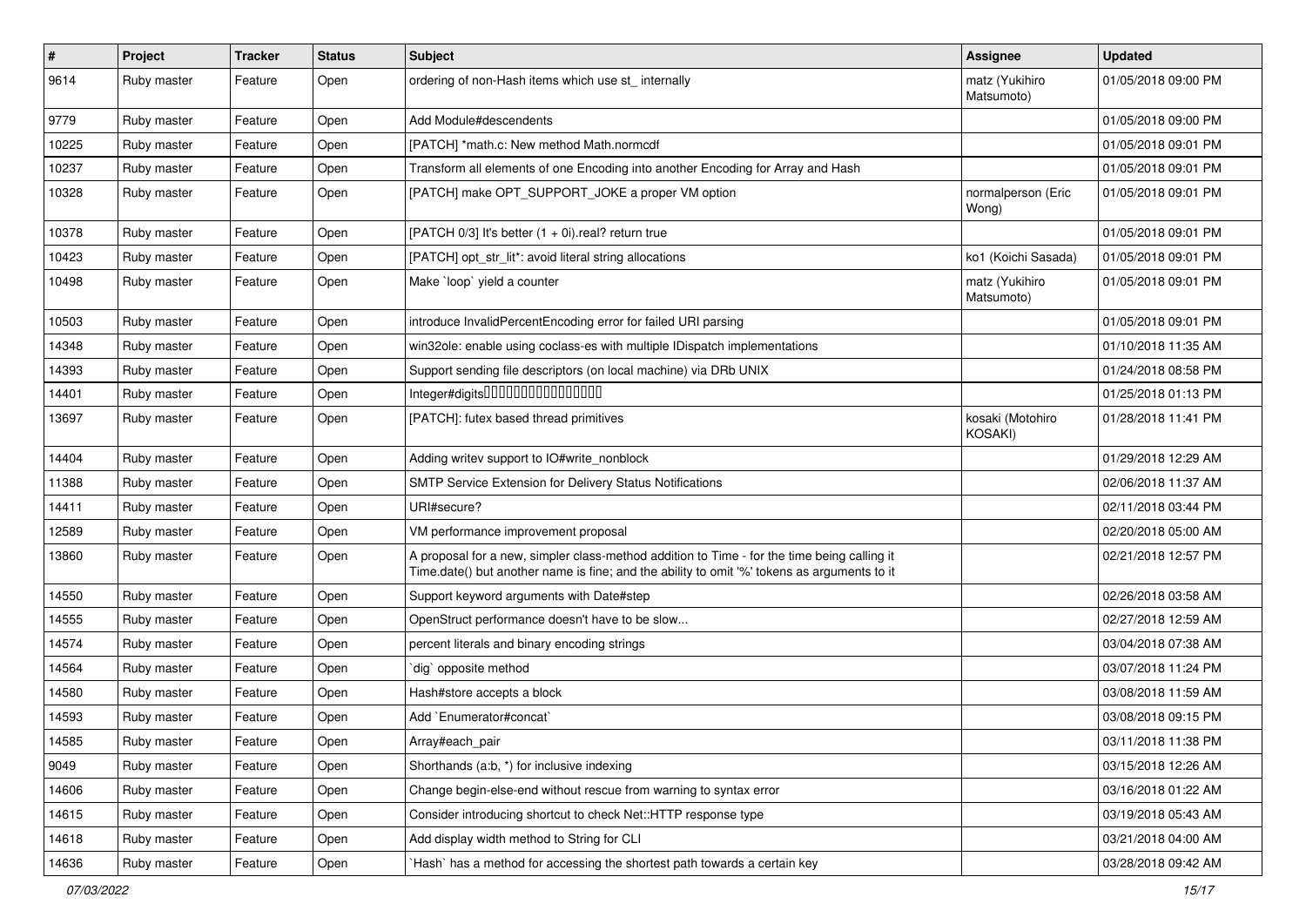| # | Project | Tracker | Status | Subject | Assignee | Updated |
|---|---|---|---|---|---|---|
| 9614 | Ruby master | Feature | Open | ordering of non-Hash items which use st_ internally | matz (Yukihiro Matsumoto) | 01/05/2018 09:00 PM |
| 9779 | Ruby master | Feature | Open | Add Module#descendents | | 01/05/2018 09:00 PM |
| 10225 | Ruby master | Feature | Open | [PATCH] *math.c: New method Math.normcdf | | 01/05/2018 09:01 PM |
| 10237 | Ruby master | Feature | Open | Transform all elements of one Encoding into another Encoding for Array and Hash | | 01/05/2018 09:01 PM |
| 10328 | Ruby master | Feature | Open | [PATCH] make OPT_SUPPORT_JOKE a proper VM option | normalperson (Eric Wong) | 01/05/2018 09:01 PM |
| 10378 | Ruby master | Feature | Open | [PATCH 0/3] It's better (1 + 0i).real? return true | | 01/05/2018 09:01 PM |
| 10423 | Ruby master | Feature | Open | [PATCH] opt_str_lit*: avoid literal string allocations | ko1 (Koichi Sasada) | 01/05/2018 09:01 PM |
| 10498 | Ruby master | Feature | Open | Make `loop` yield a counter | matz (Yukihiro Matsumoto) | 01/05/2018 09:01 PM |
| 10503 | Ruby master | Feature | Open | introduce InvalidPercentEncoding error for failed URI parsing | | 01/05/2018 09:01 PM |
| 14348 | Ruby master | Feature | Open | win32ole: enable using coclass-es with multiple IDispatch implementations | | 01/10/2018 11:35 AM |
| 14393 | Ruby master | Feature | Open | Support sending file descriptors (on local machine) via DRb UNIX | | 01/24/2018 08:58 PM |
| 14401 | Ruby master | Feature | Open | Integer#digits���������������� | | 01/25/2018 01:13 PM |
| 13697 | Ruby master | Feature | Open | [PATCH]: futex based thread primitives | kosaki (Motohiro KOSAKI) | 01/28/2018 11:41 PM |
| 14404 | Ruby master | Feature | Open | Adding writev support to IO#write_nonblock | | 01/29/2018 12:29 AM |
| 11388 | Ruby master | Feature | Open | SMTP Service Extension for Delivery Status Notifications | | 02/06/2018 11:37 AM |
| 14411 | Ruby master | Feature | Open | URI#secure? | | 02/11/2018 03:44 PM |
| 12589 | Ruby master | Feature | Open | VM performance improvement proposal | | 02/20/2018 05:00 AM |
| 13860 | Ruby master | Feature | Open | A proposal for a new, simpler class-method addition to Time - for the time being calling it Time.date() but another name is fine; and the ability to omit '%' tokens as arguments to it | | 02/21/2018 12:57 PM |
| 14550 | Ruby master | Feature | Open | Support keyword arguments with Date#step | | 02/26/2018 03:58 AM |
| 14555 | Ruby master | Feature | Open | OpenStruct performance doesn't have to be slow... | | 02/27/2018 12:59 AM |
| 14574 | Ruby master | Feature | Open | percent literals and binary encoding strings | | 03/04/2018 07:38 AM |
| 14564 | Ruby master | Feature | Open | `dig` opposite method | | 03/07/2018 11:24 PM |
| 14580 | Ruby master | Feature | Open | Hash#store accepts a block | | 03/08/2018 11:59 AM |
| 14593 | Ruby master | Feature | Open | Add `Enumerator#concat` | | 03/08/2018 09:15 PM |
| 14585 | Ruby master | Feature | Open | Array#each_pair | | 03/11/2018 11:38 PM |
| 9049 | Ruby master | Feature | Open | Shorthands (a:b, *) for inclusive indexing | | 03/15/2018 12:26 AM |
| 14606 | Ruby master | Feature | Open | Change begin-else-end without rescue from warning to syntax error | | 03/16/2018 01:22 AM |
| 14615 | Ruby master | Feature | Open | Consider introducing shortcut to check Net::HTTP response type | | 03/19/2018 05:43 AM |
| 14618 | Ruby master | Feature | Open | Add display width method to String for CLI | | 03/21/2018 04:00 AM |
| 14636 | Ruby master | Feature | Open | `Hash` has a method for accessing the shortest path towards a certain key | | 03/28/2018 09:42 AM |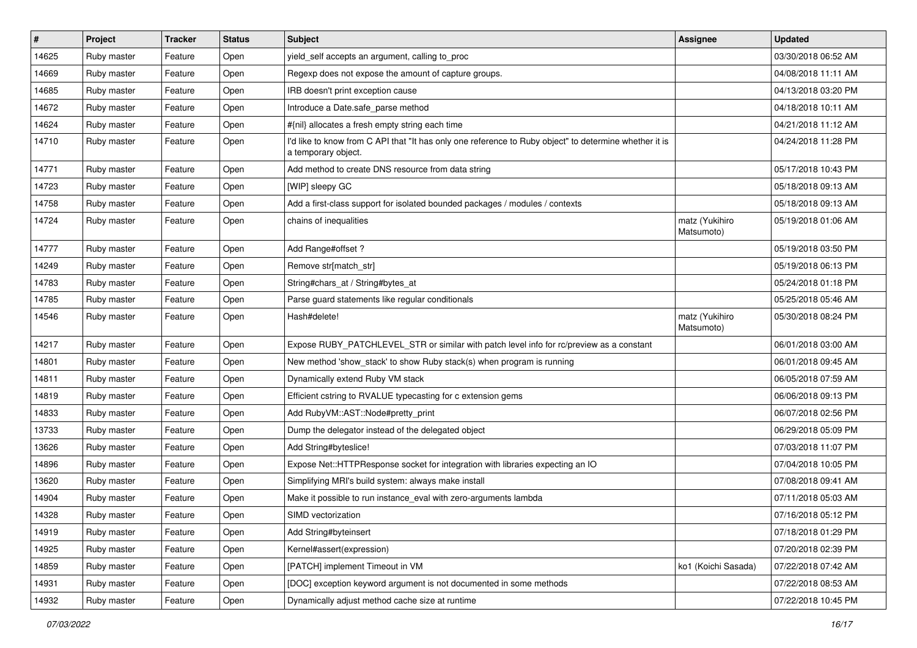| # | Project | Tracker | Status | Subject | Assignee | Updated |
|---|---|---|---|---|---|---|
| 14625 | Ruby master | Feature | Open | yield_self accepts an argument, calling to_proc | | 03/30/2018 06:52 AM |
| 14669 | Ruby master | Feature | Open | Regexp does not expose the amount of capture groups. | | 04/08/2018 11:11 AM |
| 14685 | Ruby master | Feature | Open | IRB doesn't print exception cause | | 04/13/2018 03:20 PM |
| 14672 | Ruby master | Feature | Open | Introduce a Date.safe_parse method | | 04/18/2018 10:11 AM |
| 14624 | Ruby master | Feature | Open | #{nil} allocates a fresh empty string each time | | 04/21/2018 11:12 AM |
| 14710 | Ruby master | Feature | Open | I'd like to know from C API that "It has only one reference to Ruby object" to determine whether it is a temporary object. | | 04/24/2018 11:28 PM |
| 14771 | Ruby master | Feature | Open | Add method to create DNS resource from data string | | 05/17/2018 10:43 PM |
| 14723 | Ruby master | Feature | Open | [WIP] sleepy GC | | 05/18/2018 09:13 AM |
| 14758 | Ruby master | Feature | Open | Add a first-class support for isolated bounded packages / modules / contexts | | 05/18/2018 09:13 AM |
| 14724 | Ruby master | Feature | Open | chains of inequalities | matz (Yukihiro Matsumoto) | 05/19/2018 01:06 AM |
| 14777 | Ruby master | Feature | Open | Add Range#offset ? | | 05/19/2018 03:50 PM |
| 14249 | Ruby master | Feature | Open | Remove str[match_str] | | 05/19/2018 06:13 PM |
| 14783 | Ruby master | Feature | Open | String#chars_at / String#bytes_at | | 05/24/2018 01:18 PM |
| 14785 | Ruby master | Feature | Open | Parse guard statements like regular conditionals | | 05/25/2018 05:46 AM |
| 14546 | Ruby master | Feature | Open | Hash#delete! | matz (Yukihiro Matsumoto) | 05/30/2018 08:24 PM |
| 14217 | Ruby master | Feature | Open | Expose RUBY_PATCHLEVEL_STR or similar with patch level info for rc/preview as a constant | | 06/01/2018 03:00 AM |
| 14801 | Ruby master | Feature | Open | New method 'show_stack' to show Ruby stack(s) when program is running | | 06/01/2018 09:45 AM |
| 14811 | Ruby master | Feature | Open | Dynamically extend Ruby VM stack | | 06/05/2018 07:59 AM |
| 14819 | Ruby master | Feature | Open | Efficient cstring to RVALUE typecasting for c extension gems | | 06/06/2018 09:13 PM |
| 14833 | Ruby master | Feature | Open | Add RubyVM::AST::Node#pretty_print | | 06/07/2018 02:56 PM |
| 13733 | Ruby master | Feature | Open | Dump the delegator instead of the delegated object | | 06/29/2018 05:09 PM |
| 13626 | Ruby master | Feature | Open | Add String#byteslice! | | 07/03/2018 11:07 PM |
| 14896 | Ruby master | Feature | Open | Expose Net::HTTPResponse socket for integration with libraries expecting an IO | | 07/04/2018 10:05 PM |
| 13620 | Ruby master | Feature | Open | Simplifying MRI's build system: always make install | | 07/08/2018 09:41 AM |
| 14904 | Ruby master | Feature | Open | Make it possible to run instance_eval with zero-arguments lambda | | 07/11/2018 05:03 AM |
| 14328 | Ruby master | Feature | Open | SIMD vectorization | | 07/16/2018 05:12 PM |
| 14919 | Ruby master | Feature | Open | Add String#byteinsert | | 07/18/2018 01:29 PM |
| 14925 | Ruby master | Feature | Open | Kernel#assert(expression) | | 07/20/2018 02:39 PM |
| 14859 | Ruby master | Feature | Open | [PATCH] implement Timeout in VM | ko1 (Koichi Sasada) | 07/22/2018 07:42 AM |
| 14931 | Ruby master | Feature | Open | [DOC] exception keyword argument is not documented in some methods | | 07/22/2018 08:53 AM |
| 14932 | Ruby master | Feature | Open | Dynamically adjust method cache size at runtime | | 07/22/2018 10:45 PM |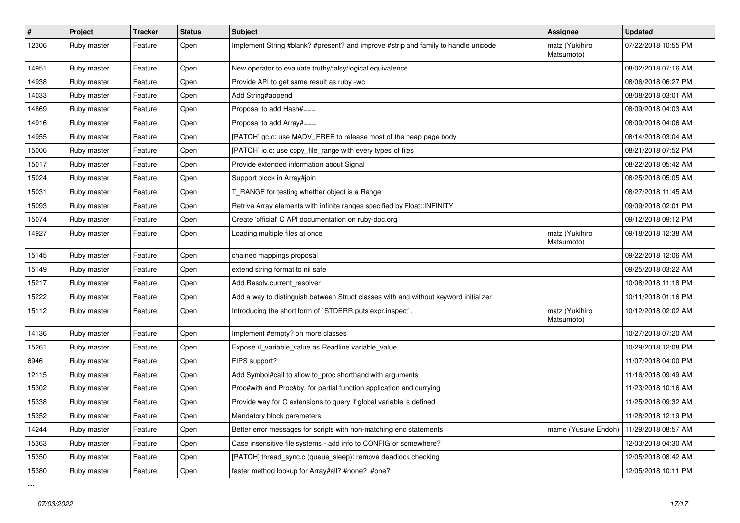| # | Project | Tracker | Status | Subject | Assignee | Updated |
|---|---|---|---|---|---|---|
| 12306 | Ruby master | Feature | Open | Implement String #blank? #present? and improve #strip and family to handle unicode | matz (Yukihiro Matsumoto) | 07/22/2018 10:55 PM |
| 14951 | Ruby master | Feature | Open | New operator to evaluate truthy/falsy/logical equivalence | | 08/02/2018 07:16 AM |
| 14938 | Ruby master | Feature | Open | Provide API to get same result as ruby -wc | | 08/06/2018 06:27 PM |
| 14033 | Ruby master | Feature | Open | Add String#append | | 08/08/2018 03:01 AM |
| 14869 | Ruby master | Feature | Open | Proposal to add Hash#=== | | 08/09/2018 04:03 AM |
| 14916 | Ruby master | Feature | Open | Proposal to add Array#=== | | 08/09/2018 04:06 AM |
| 14955 | Ruby master | Feature | Open | [PATCH] gc.c: use MADV_FREE to release most of the heap page body | | 08/14/2018 03:04 AM |
| 15006 | Ruby master | Feature | Open | [PATCH] io.c: use copy_file_range with every types of files | | 08/21/2018 07:52 PM |
| 15017 | Ruby master | Feature | Open | Provide extended information about Signal | | 08/22/2018 05:42 AM |
| 15024 | Ruby master | Feature | Open | Support block in Array#join | | 08/25/2018 05:05 AM |
| 15031 | Ruby master | Feature | Open | T_RANGE for testing whether object is a Range | | 08/27/2018 11:45 AM |
| 15093 | Ruby master | Feature | Open | Retrive Array elements with infinite ranges specified by Float::INFINITY | | 09/09/2018 02:01 PM |
| 15074 | Ruby master | Feature | Open | Create 'official' C API documentation on ruby-doc.org | | 09/12/2018 09:12 PM |
| 14927 | Ruby master | Feature | Open | Loading multiple files at once | matz (Yukihiro Matsumoto) | 09/18/2018 12:38 AM |
| 15145 | Ruby master | Feature | Open | chained mappings proposal | | 09/22/2018 12:06 AM |
| 15149 | Ruby master | Feature | Open | extend string format to nil safe | | 09/25/2018 03:22 AM |
| 15217 | Ruby master | Feature | Open | Add Resolv.current_resolver | | 10/08/2018 11:18 PM |
| 15222 | Ruby master | Feature | Open | Add a way to distinguish between Struct classes with and without keyword initializer | | 10/11/2018 01:16 PM |
| 15112 | Ruby master | Feature | Open | Introducing the short form of `STDERR.puts expr.inspect`. | matz (Yukihiro Matsumoto) | 10/12/2018 02:02 AM |
| 14136 | Ruby master | Feature | Open | Implement #empty? on more classes | | 10/27/2018 07:20 AM |
| 15261 | Ruby master | Feature | Open | Expose rl_variable_value as Readline.variable_value | | 10/29/2018 12:08 PM |
| 6946 | Ruby master | Feature | Open | FIPS support? | | 11/07/2018 04:00 PM |
| 12115 | Ruby master | Feature | Open | Add Symbol#call to allow to_proc shorthand with arguments | | 11/16/2018 09:49 AM |
| 15302 | Ruby master | Feature | Open | Proc#with and Proc#by, for partial function application and currying | | 11/23/2018 10:16 AM |
| 15338 | Ruby master | Feature | Open | Provide way for C extensions to query if global variable is defined | | 11/25/2018 09:32 AM |
| 15352 | Ruby master | Feature | Open | Mandatory block parameters | | 11/28/2018 12:19 PM |
| 14244 | Ruby master | Feature | Open | Better error messages for scripts with non-matching end statements | mame (Yusuke Endoh) | 11/29/2018 08:57 AM |
| 15363 | Ruby master | Feature | Open | Case insensitive file systems - add info to CONFIG or somewhere? | | 12/03/2018 04:30 AM |
| 15350 | Ruby master | Feature | Open | [PATCH] thread_sync.c (queue_sleep): remove deadlock checking | | 12/05/2018 08:42 AM |
| 15380 | Ruby master | Feature | Open | faster method lookup for Array#all? #none? #one? | | 12/05/2018 10:11 PM |

...